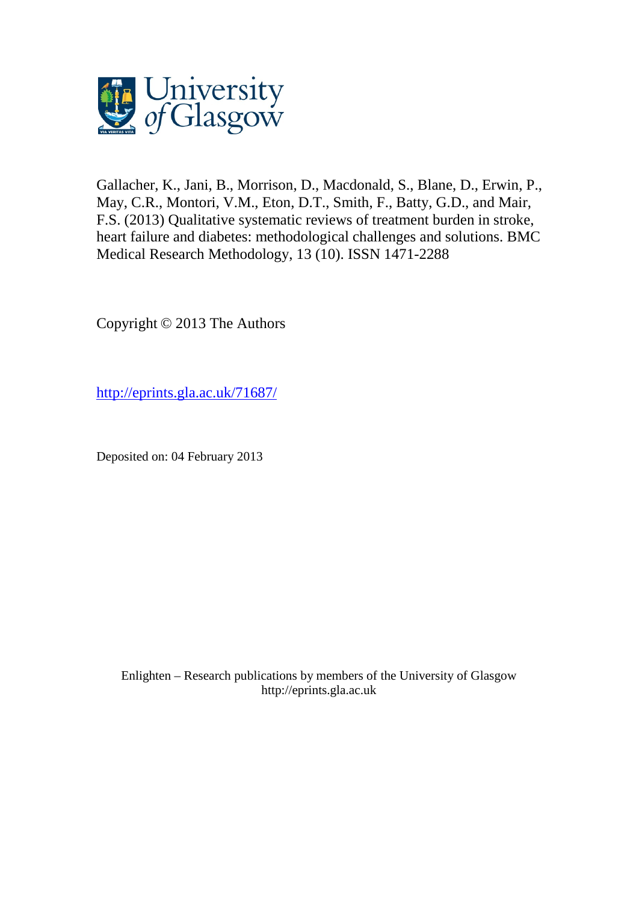University of Glasgow

Gallacher, K., Jani, B., Morrison, D., Macdonald, S., Blane, D., Erwin, P., May, C.R., Montori, V.M., Eton, D.T., Smith, F., Batty, G.D., and Mair, F.S. (2013) Qualitative systematic reviews of treatment burden in stroke, heart failure and diabetes: methodological challenges and solutions. BMC Medical Research Methodology, 13 (10). ISSN 1471-2288

Copyright © 2013 The Authors

http://eprints.gla.ac.uk/71687/

Deposited on: 04 February 2013

Enlighten – Research publications by members of the University of Glasgow
http://eprints.gla.ac.uk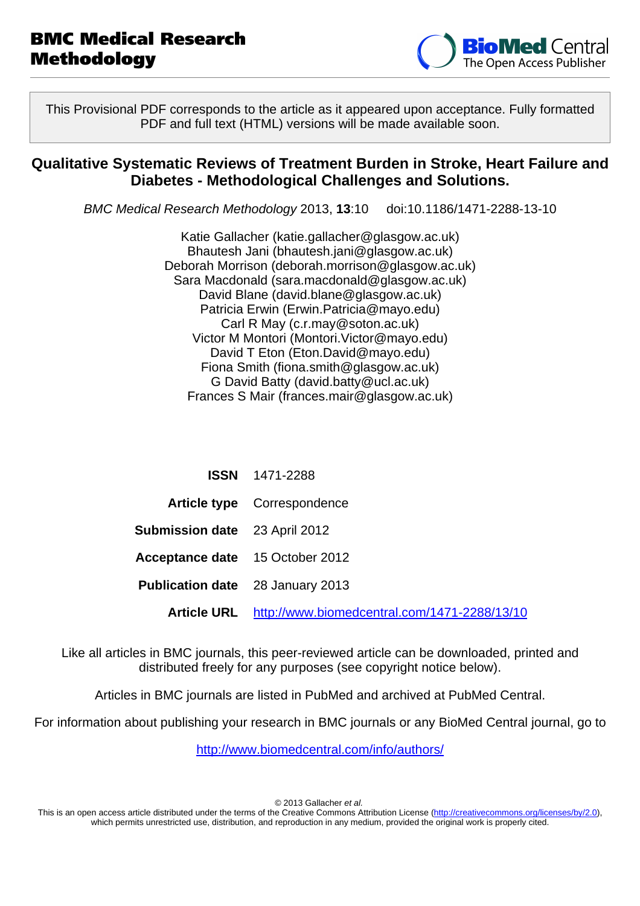# BMC Medical Research Methodology

This Provisional PDF corresponds to the article as it appeared upon acceptance. Fully formatted PDF and full text (HTML) versions will be made available soon.

## Qualitative Systematic Reviews of Treatment Burden in Stroke, Heart Failure and Diabetes - Methodological Challenges and Solutions.

*BMC Medical Research Methodology* 2013, **13**:10 doi:10.1186/1471-2288-13-10

Katie Gallacher (katie.gallacher@glasgow.ac.uk)
Bhautesh Jani (bhautesh.jani@glasgow.ac.uk)
Deborah Morrison (deborah.morrison@glasgow.ac.uk)
Sara Macdonald (sara.macdonald@glasgow.ac.uk)
David Blane (david.blane@glasgow.ac.uk)
Patricia Erwin (Erwin.Patricia@mayo.edu)
Carl R May (c.r.may@soton.ac.uk)
Victor M Montori (Montori.Victor@mayo.edu)
David T Eton (Eton.David@mayo.edu)
Fiona Smith (fiona.smith@glasgow.ac.uk)
G David Batty (david.batty@ucl.ac.uk)
Frances S Mair (frances.mair@glasgow.ac.uk)

| | |
|---|---|
| **ISSN** | 1471-2288 |
| **Article type** | Correspondence |
| **Submission date** | 23 April 2012 |
| **Acceptance date** | 15 October 2012 |
| **Publication date** | 28 January 2013 |
| **Article URL** | http://www.biomedcentral.com/1471-2288/13/10 |

Like all articles in BMC journals, this peer-reviewed article can be downloaded, printed and distributed freely for any purposes (see copyright notice below).

Articles in BMC journals are listed in PubMed and archived at PubMed Central.

For information about publishing your research in BMC journals or any BioMed Central journal, go to

http://www.biomedcentral.com/info/authors/

© 2013 Gallacher *et al.*
This is an open access article distributed under the terms of the Creative Commons Attribution License (http://creativecommons.org/licenses/by/2.0), which permits unrestricted use, distribution, and reproduction in any medium, provided the original work is properly cited.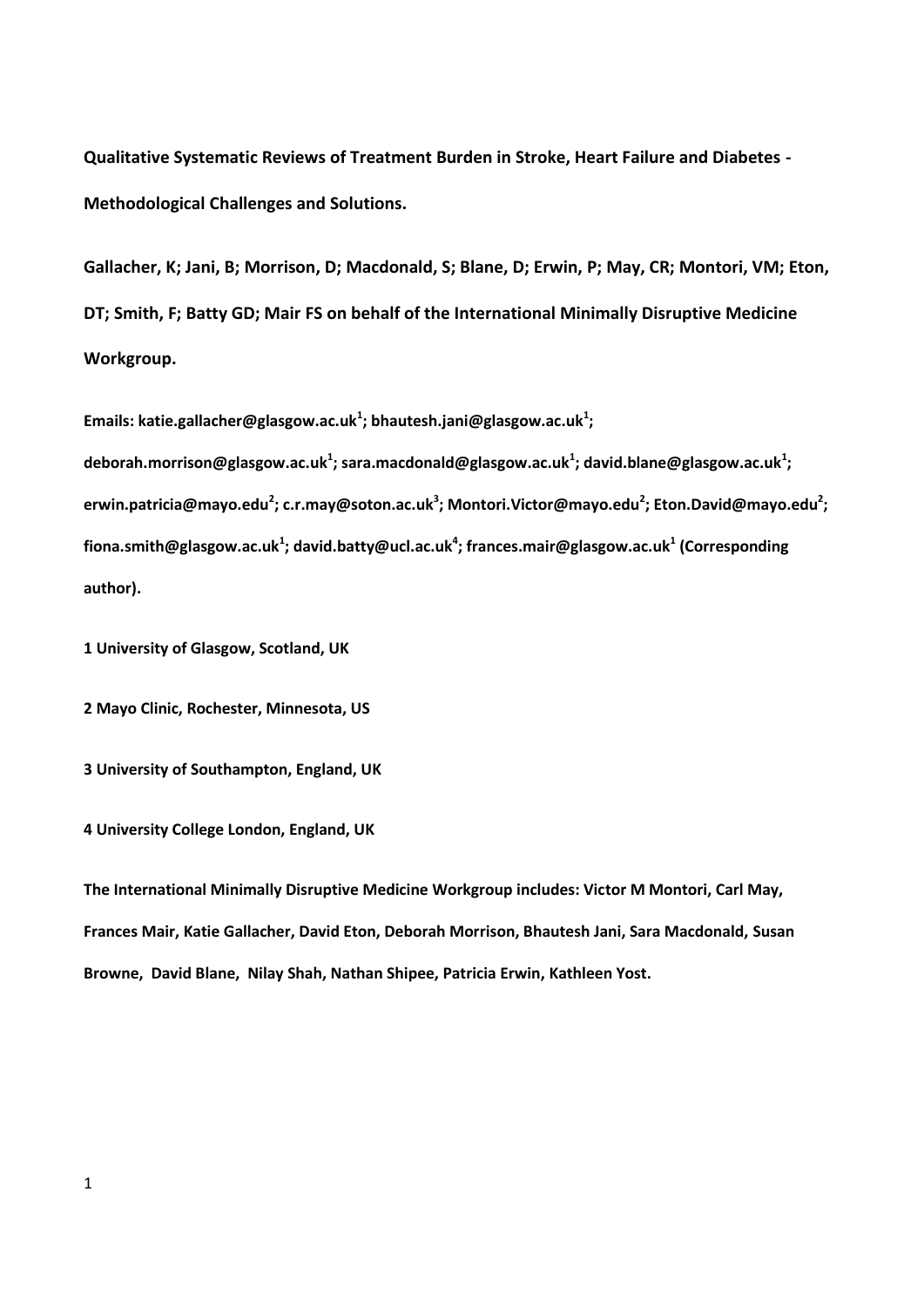**Qualitative Systematic Reviews of Treatment Burden in Stroke, Heart Failure and Diabetes - Methodological Challenges and Solutions.**

**Gallacher, K; Jani, B; Morrison, D; Macdonald, S; Blane, D; Erwin, P; May, CR; Montori, VM; Eton, DT; Smith, F; Batty GD; Mair FS on behalf of the International Minimally Disruptive Medicine Workgroup.**

**Emails: katie.gallacher@glasgow.ac.uk[1]; bhautesh.jani@glasgow.ac.uk[1]; deborah.morrison@glasgow.ac.uk[1]; sara.macdonald@glasgow.ac.uk[1]; david.blane@glasgow.ac.uk[1]; erwin.patricia@mayo.edu[2]; c.r.may@soton.ac.uk[3]; Montori.Victor@mayo.edu[2]; Eton.David@mayo.edu[2]; fiona.smith@glasgow.ac.uk[1]; david.batty@ucl.ac.uk[4]; frances.mair@glasgow.ac.uk[1] (Corresponding author).**

**1 University of Glasgow, Scotland, UK**

**2 Mayo Clinic, Rochester, Minnesota, US**

**3 University of Southampton, England, UK**

**4 University College London, England, UK**

**The International Minimally Disruptive Medicine Workgroup includes: Victor M Montori, Carl May, Frances Mair, Katie Gallacher, David Eton, Deborah Morrison, Bhautesh Jani, Sara Macdonald, Susan Browne, David Blane, Nilay Shah, Nathan Shipee, Patricia Erwin, Kathleen Yost.**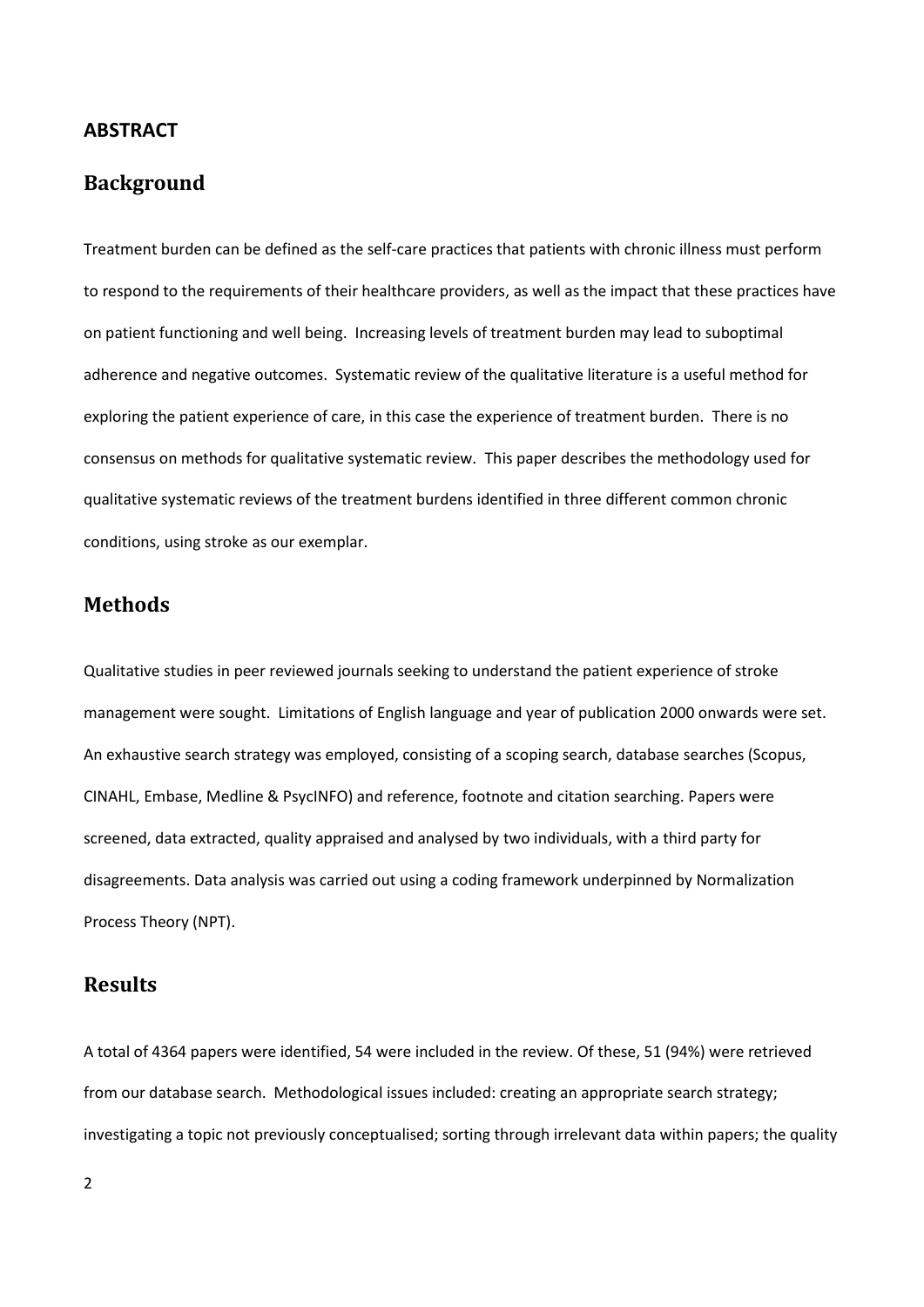## ABSTRACT

## Background

Treatment burden can be defined as the self-care practices that patients with chronic illness must perform to respond to the requirements of their healthcare providers, as well as the impact that these practices have on patient functioning and well being. Increasing levels of treatment burden may lead to suboptimal adherence and negative outcomes. Systematic review of the qualitative literature is a useful method for exploring the patient experience of care, in this case the experience of treatment burden. There is no consensus on methods for qualitative systematic review. This paper describes the methodology used for qualitative systematic reviews of the treatment burdens identified in three different common chronic conditions, using stroke as our exemplar.

## Methods

Qualitative studies in peer reviewed journals seeking to understand the patient experience of stroke management were sought. Limitations of English language and year of publication 2000 onwards were set. An exhaustive search strategy was employed, consisting of a scoping search, database searches (Scopus, CINAHL, Embase, Medline & PsycINFO) and reference, footnote and citation searching. Papers were screened, data extracted, quality appraised and analysed by two individuals, with a third party for disagreements. Data analysis was carried out using a coding framework underpinned by Normalization Process Theory (NPT).

## Results

A total of 4364 papers were identified, 54 were included in the review. Of these, 51 (94%) were retrieved from our database search. Methodological issues included: creating an appropriate search strategy; investigating a topic not previously conceptualised; sorting through irrelevant data within papers; the quality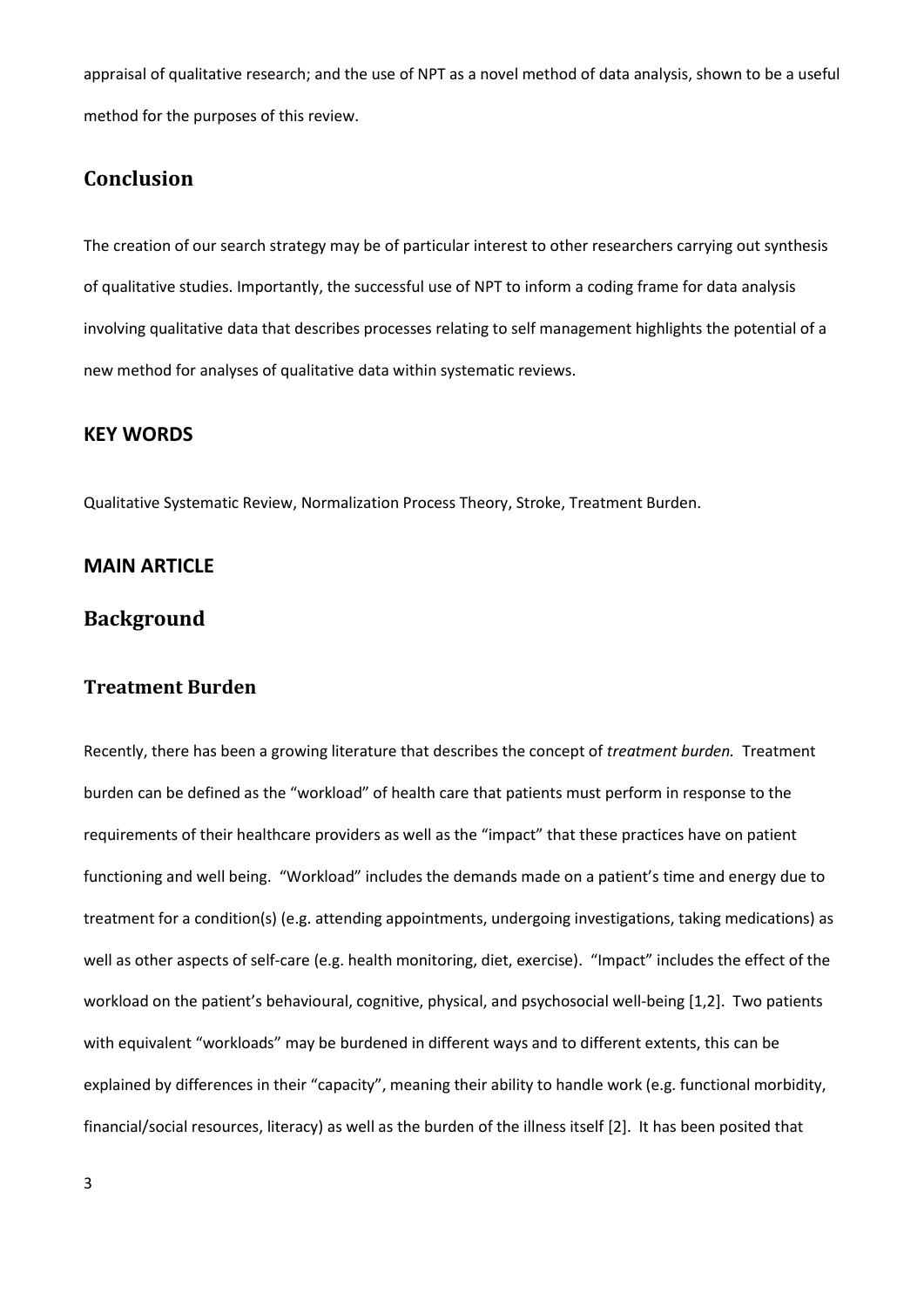appraisal of qualitative research; and the use of NPT as a novel method of data analysis, shown to be a useful method for the purposes of this review.

## Conclusion

The creation of our search strategy may be of particular interest to other researchers carrying out synthesis of qualitative studies. Importantly, the successful use of NPT to inform a coding frame for data analysis involving qualitative data that describes processes relating to self management highlights the potential of a new method for analyses of qualitative data within systematic reviews.

## KEY WORDS

Qualitative Systematic Review, Normalization Process Theory, Stroke, Treatment Burden.

## MAIN ARTICLE

## Background

### Treatment Burden

Recently, there has been a growing literature that describes the concept of *treatment burden.* Treatment burden can be defined as the "workload" of health care that patients must perform in response to the requirements of their healthcare providers as well as the "impact" that these practices have on patient functioning and well being. "Workload" includes the demands made on a patient's time and energy due to treatment for a condition(s) (e.g. attending appointments, undergoing investigations, taking medications) as well as other aspects of self-care (e.g. health monitoring, diet, exercise). "Impact" includes the effect of the workload on the patient's behavioural, cognitive, physical, and psychosocial well-being [1,2]. Two patients with equivalent "workloads" may be burdened in different ways and to different extents, this can be explained by differences in their "capacity", meaning their ability to handle work (e.g. functional morbidity, financial/social resources, literacy) as well as the burden of the illness itself [2]. It has been posited that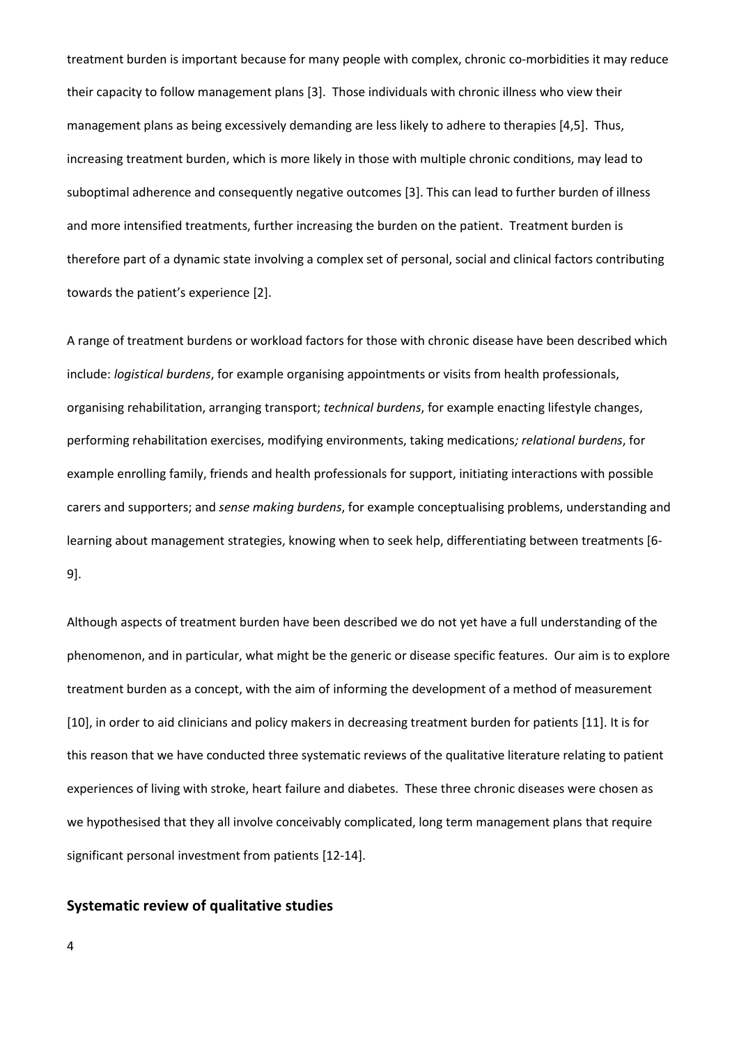treatment burden is important because for many people with complex, chronic co-morbidities it may reduce their capacity to follow management plans [3]. Those individuals with chronic illness who view their management plans as being excessively demanding are less likely to adhere to therapies [4,5]. Thus, increasing treatment burden, which is more likely in those with multiple chronic conditions, may lead to suboptimal adherence and consequently negative outcomes [3]. This can lead to further burden of illness and more intensified treatments, further increasing the burden on the patient. Treatment burden is therefore part of a dynamic state involving a complex set of personal, social and clinical factors contributing towards the patient's experience [2].

A range of treatment burdens or workload factors for those with chronic disease have been described which include: *logistical burdens*, for example organising appointments or visits from health professionals, organising rehabilitation, arranging transport; *technical burdens*, for example enacting lifestyle changes, performing rehabilitation exercises, modifying environments, taking medications*; relational burdens*, for example enrolling family, friends and health professionals for support, initiating interactions with possible carers and supporters; and *sense making burdens*, for example conceptualising problems, understanding and learning about management strategies, knowing when to seek help, differentiating between treatments [6-9].

Although aspects of treatment burden have been described we do not yet have a full understanding of the phenomenon, and in particular, what might be the generic or disease specific features. Our aim is to explore treatment burden as a concept, with the aim of informing the development of a method of measurement [10], in order to aid clinicians and policy makers in decreasing treatment burden for patients [11]. It is for this reason that we have conducted three systematic reviews of the qualitative literature relating to patient experiences of living with stroke, heart failure and diabetes. These three chronic diseases were chosen as we hypothesised that they all involve conceivably complicated, long term management plans that require significant personal investment from patients [12-14].

## Systematic review of qualitative studies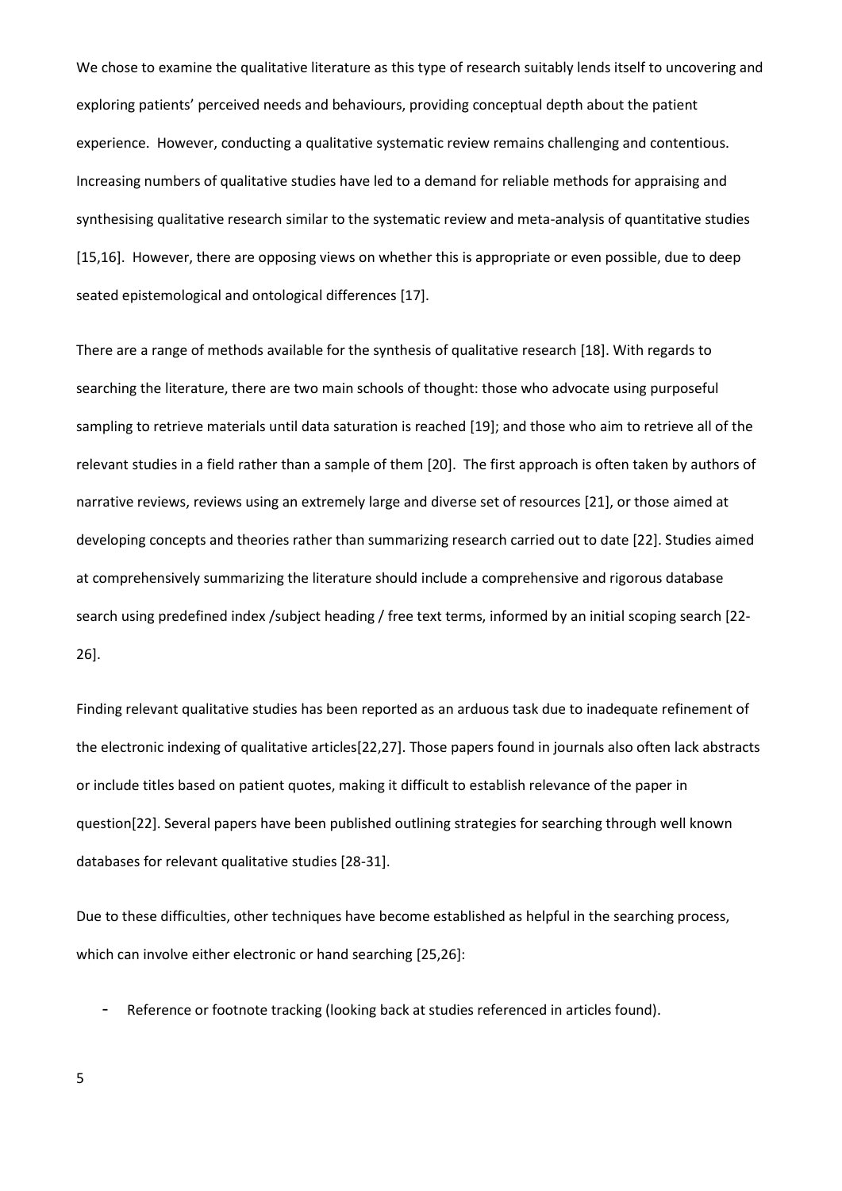We chose to examine the qualitative literature as this type of research suitably lends itself to uncovering and exploring patients' perceived needs and behaviours, providing conceptual depth about the patient experience. However, conducting a qualitative systematic review remains challenging and contentious. Increasing numbers of qualitative studies have led to a demand for reliable methods for appraising and synthesising qualitative research similar to the systematic review and meta-analysis of quantitative studies [15,16]. However, there are opposing views on whether this is appropriate or even possible, due to deep seated epistemological and ontological differences [17].

There are a range of methods available for the synthesis of qualitative research [18]. With regards to searching the literature, there are two main schools of thought: those who advocate using purposeful sampling to retrieve materials until data saturation is reached [19]; and those who aim to retrieve all of the relevant studies in a field rather than a sample of them [20]. The first approach is often taken by authors of narrative reviews, reviews using an extremely large and diverse set of resources [21], or those aimed at developing concepts and theories rather than summarizing research carried out to date [22]. Studies aimed at comprehensively summarizing the literature should include a comprehensive and rigorous database search using predefined index /subject heading / free text terms, informed by an initial scoping search [22-26].

Finding relevant qualitative studies has been reported as an arduous task due to inadequate refinement of the electronic indexing of qualitative articles[22,27]. Those papers found in journals also often lack abstracts or include titles based on patient quotes, making it difficult to establish relevance of the paper in question[22]. Several papers have been published outlining strategies for searching through well known databases for relevant qualitative studies [28-31].

Due to these difficulties, other techniques have become established as helpful in the searching process, which can involve either electronic or hand searching [25,26]:

- Reference or footnote tracking (looking back at studies referenced in articles found).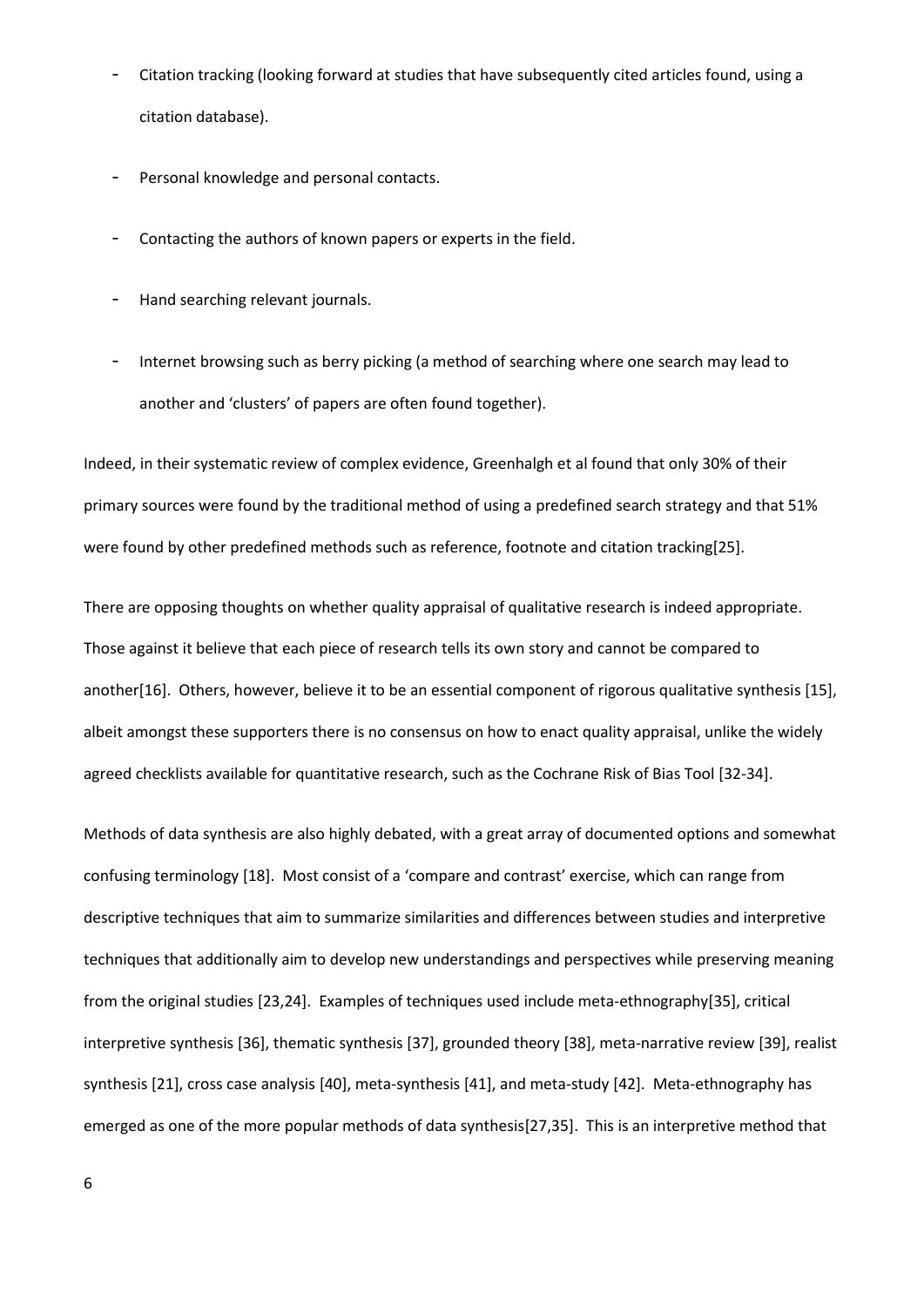- Citation tracking (looking forward at studies that have subsequently cited articles found, using a citation database).
- Personal knowledge and personal contacts.
- Contacting the authors of known papers or experts in the field.
- Hand searching relevant journals.
- Internet browsing such as berry picking (a method of searching where one search may lead to another and 'clusters' of papers are often found together).

Indeed, in their systematic review of complex evidence, Greenhalgh et al found that only 30% of their primary sources were found by the traditional method of using a predefined search strategy and that 51% were found by other predefined methods such as reference, footnote and citation tracking[25].

There are opposing thoughts on whether quality appraisal of qualitative research is indeed appropriate. Those against it believe that each piece of research tells its own story and cannot be compared to another[16]. Others, however, believe it to be an essential component of rigorous qualitative synthesis [15], albeit amongst these supporters there is no consensus on how to enact quality appraisal, unlike the widely agreed checklists available for quantitative research, such as the Cochrane Risk of Bias Tool [32-34].

Methods of data synthesis are also highly debated, with a great array of documented options and somewhat confusing terminology [18]. Most consist of a 'compare and contrast' exercise, which can range from descriptive techniques that aim to summarize similarities and differences between studies and interpretive techniques that additionally aim to develop new understandings and perspectives while preserving meaning from the original studies [23,24]. Examples of techniques used include meta-ethnography[35], critical interpretive synthesis [36], thematic synthesis [37], grounded theory [38], meta-narrative review [39], realist synthesis [21], cross case analysis [40], meta-synthesis [41], and meta-study [42]. Meta-ethnography has emerged as one of the more popular methods of data synthesis[27,35]. This is an interpretive method that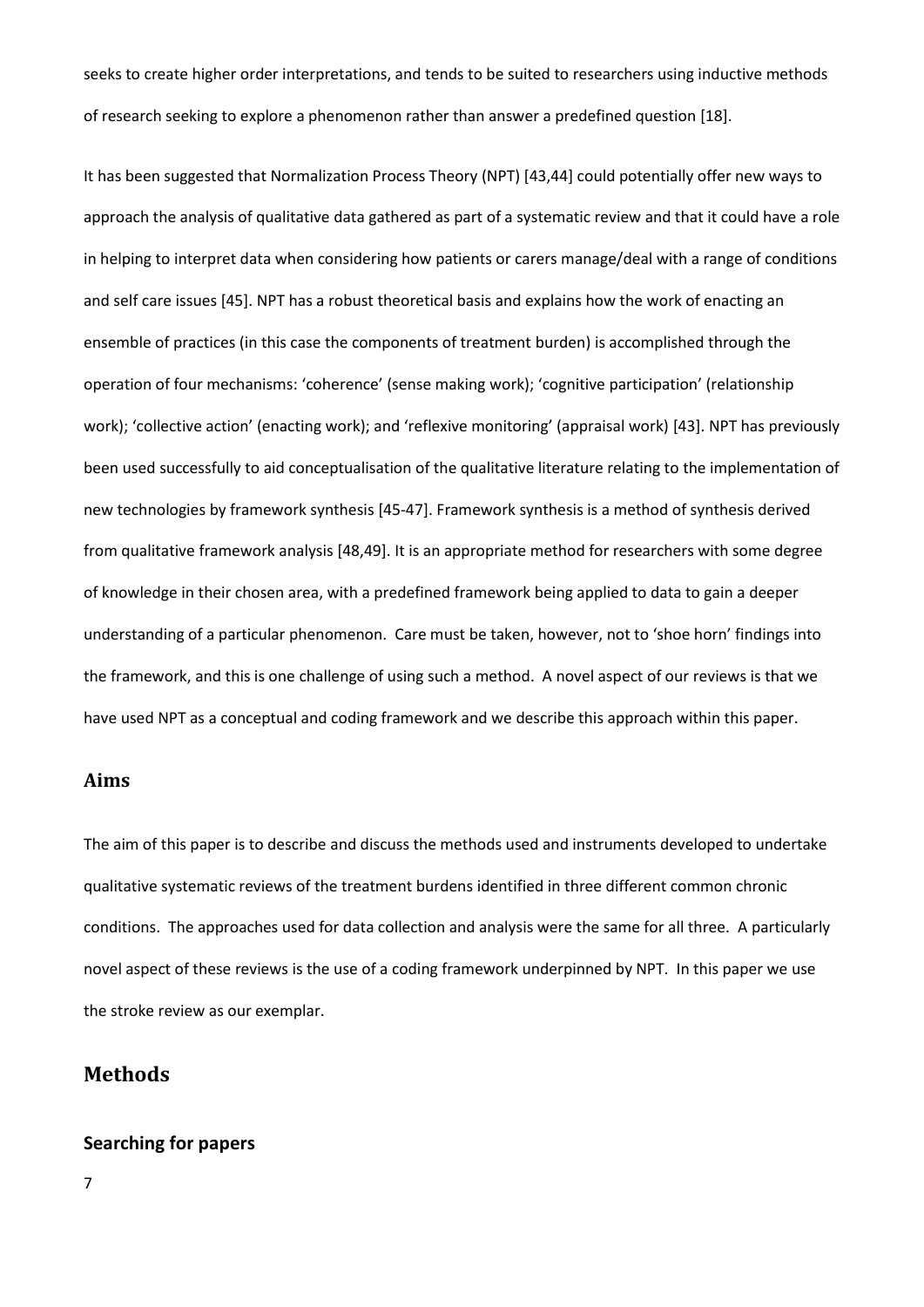seeks to create higher order interpretations, and tends to be suited to researchers using inductive methods of research seeking to explore a phenomenon rather than answer a predefined question [18].

It has been suggested that Normalization Process Theory (NPT) [43,44] could potentially offer new ways to approach the analysis of qualitative data gathered as part of a systematic review and that it could have a role in helping to interpret data when considering how patients or carers manage/deal with a range of conditions and self care issues [45]. NPT has a robust theoretical basis and explains how the work of enacting an ensemble of practices (in this case the components of treatment burden) is accomplished through the operation of four mechanisms: 'coherence' (sense making work); 'cognitive participation' (relationship work); 'collective action' (enacting work); and 'reflexive monitoring' (appraisal work) [43]. NPT has previously been used successfully to aid conceptualisation of the qualitative literature relating to the implementation of new technologies by framework synthesis [45-47]. Framework synthesis is a method of synthesis derived from qualitative framework analysis [48,49]. It is an appropriate method for researchers with some degree of knowledge in their chosen area, with a predefined framework being applied to data to gain a deeper understanding of a particular phenomenon. Care must be taken, however, not to 'shoe horn' findings into the framework, and this is one challenge of using such a method. A novel aspect of our reviews is that we have used NPT as a conceptual and coding framework and we describe this approach within this paper.

## Aims

The aim of this paper is to describe and discuss the methods used and instruments developed to undertake qualitative systematic reviews of the treatment burdens identified in three different common chronic conditions. The approaches used for data collection and analysis were the same for all three. A particularly novel aspect of these reviews is the use of a coding framework underpinned by NPT. In this paper we use the stroke review as our exemplar.

# Methods

### Searching for papers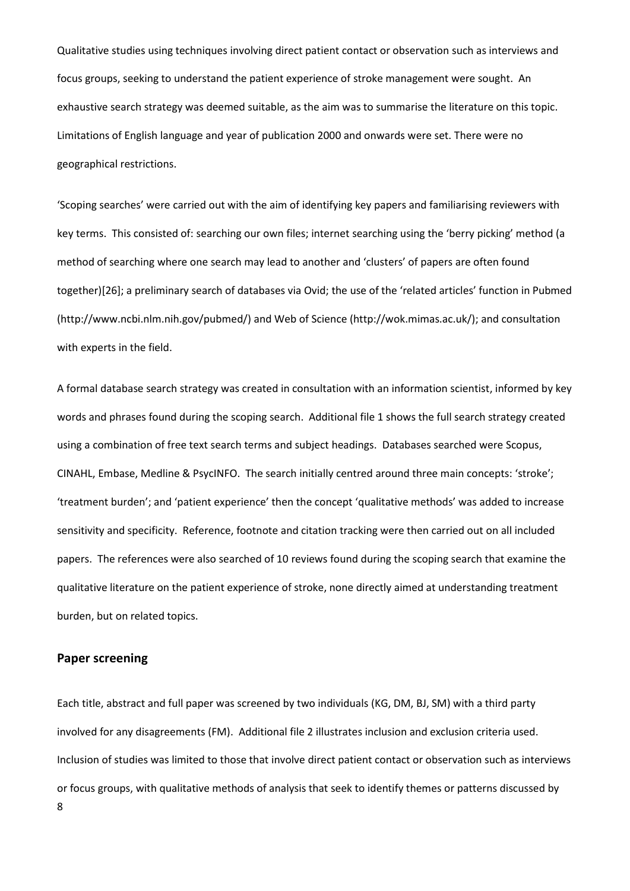Qualitative studies using techniques involving direct patient contact or observation such as interviews and focus groups, seeking to understand the patient experience of stroke management were sought. An exhaustive search strategy was deemed suitable, as the aim was to summarise the literature on this topic. Limitations of English language and year of publication 2000 and onwards were set. There were no geographical restrictions.

'Scoping searches' were carried out with the aim of identifying key papers and familiarising reviewers with key terms. This consisted of: searching our own files; internet searching using the 'berry picking' method (a method of searching where one search may lead to another and 'clusters' of papers are often found together)[26]; a preliminary search of databases via Ovid; the use of the 'related articles' function in Pubmed (http://www.ncbi.nlm.nih.gov/pubmed/) and Web of Science (http://wok.mimas.ac.uk/); and consultation with experts in the field.

A formal database search strategy was created in consultation with an information scientist, informed by key words and phrases found during the scoping search. Additional file 1 shows the full search strategy created using a combination of free text search terms and subject headings. Databases searched were Scopus, CINAHL, Embase, Medline & PsycINFO. The search initially centred around three main concepts: 'stroke'; 'treatment burden'; and 'patient experience' then the concept 'qualitative methods' was added to increase sensitivity and specificity. Reference, footnote and citation tracking were then carried out on all included papers. The references were also searched of 10 reviews found during the scoping search that examine the qualitative literature on the patient experience of stroke, none directly aimed at understanding treatment burden, but on related topics.

## Paper screening

Each title, abstract and full paper was screened by two individuals (KG, DM, BJ, SM) with a third party involved for any disagreements (FM). Additional file 2 illustrates inclusion and exclusion criteria used. Inclusion of studies was limited to those that involve direct patient contact or observation such as interviews or focus groups, with qualitative methods of analysis that seek to identify themes or patterns discussed by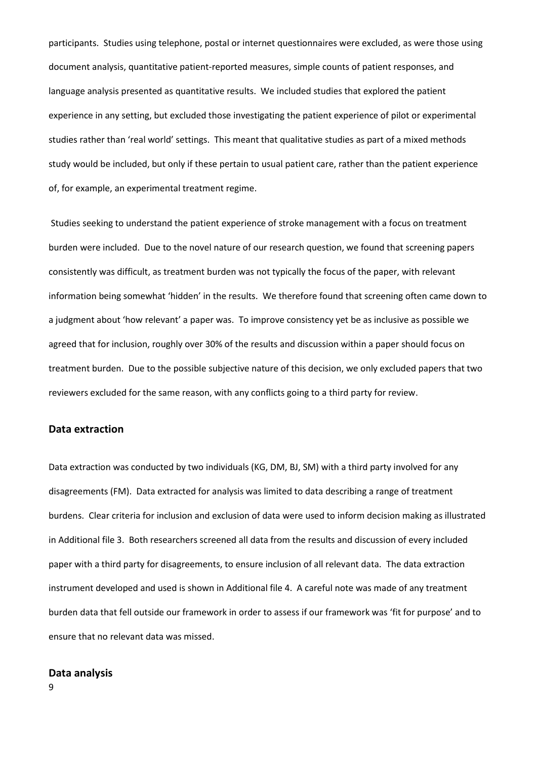participants. Studies using telephone, postal or internet questionnaires were excluded, as were those using document analysis, quantitative patient-reported measures, simple counts of patient responses, and language analysis presented as quantitative results. We included studies that explored the patient experience in any setting, but excluded those investigating the patient experience of pilot or experimental studies rather than 'real world' settings. This meant that qualitative studies as part of a mixed methods study would be included, but only if these pertain to usual patient care, rather than the patient experience of, for example, an experimental treatment regime.

Studies seeking to understand the patient experience of stroke management with a focus on treatment burden were included. Due to the novel nature of our research question, we found that screening papers consistently was difficult, as treatment burden was not typically the focus of the paper, with relevant information being somewhat 'hidden' in the results. We therefore found that screening often came down to a judgment about 'how relevant' a paper was. To improve consistency yet be as inclusive as possible we agreed that for inclusion, roughly over 30% of the results and discussion within a paper should focus on treatment burden. Due to the possible subjective nature of this decision, we only excluded papers that two reviewers excluded for the same reason, with any conflicts going to a third party for review.

## Data extraction

Data extraction was conducted by two individuals (KG, DM, BJ, SM) with a third party involved for any disagreements (FM). Data extracted for analysis was limited to data describing a range of treatment burdens. Clear criteria for inclusion and exclusion of data were used to inform decision making as illustrated in Additional file 3. Both researchers screened all data from the results and discussion of every included paper with a third party for disagreements, to ensure inclusion of all relevant data. The data extraction instrument developed and used is shown in Additional file 4. A careful note was made of any treatment burden data that fell outside our framework in order to assess if our framework was 'fit for purpose' and to ensure that no relevant data was missed.

## Data analysis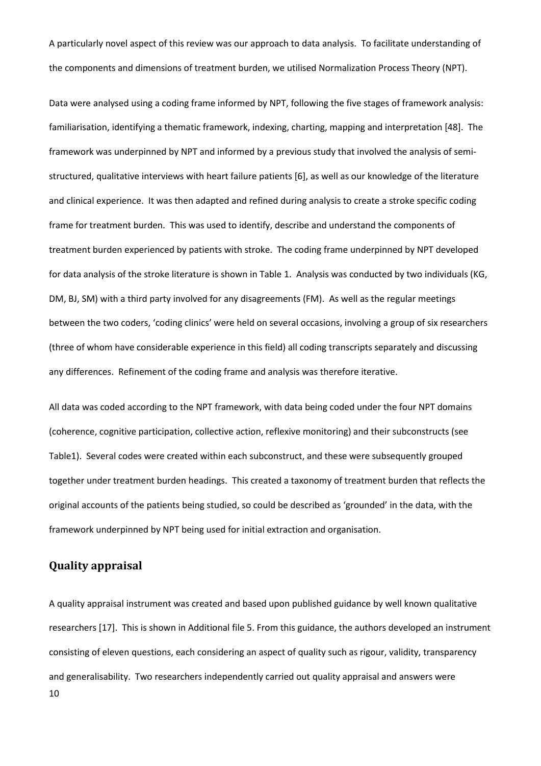A particularly novel aspect of this review was our approach to data analysis. To facilitate understanding of the components and dimensions of treatment burden, we utilised Normalization Process Theory (NPT).

Data were analysed using a coding frame informed by NPT, following the five stages of framework analysis: familiarisation, identifying a thematic framework, indexing, charting, mapping and interpretation [48]. The framework was underpinned by NPT and informed by a previous study that involved the analysis of semi-structured, qualitative interviews with heart failure patients [6], as well as our knowledge of the literature and clinical experience. It was then adapted and refined during analysis to create a stroke specific coding frame for treatment burden. This was used to identify, describe and understand the components of treatment burden experienced by patients with stroke. The coding frame underpinned by NPT developed for data analysis of the stroke literature is shown in Table 1. Analysis was conducted by two individuals (KG, DM, BJ, SM) with a third party involved for any disagreements (FM). As well as the regular meetings between the two coders, 'coding clinics' were held on several occasions, involving a group of six researchers (three of whom have considerable experience in this field) all coding transcripts separately and discussing any differences. Refinement of the coding frame and analysis was therefore iterative.

All data was coded according to the NPT framework, with data being coded under the four NPT domains (coherence, cognitive participation, collective action, reflexive monitoring) and their subconstructs (see Table1). Several codes were created within each subconstruct, and these were subsequently grouped together under treatment burden headings. This created a taxonomy of treatment burden that reflects the original accounts of the patients being studied, so could be described as 'grounded' in the data, with the framework underpinned by NPT being used for initial extraction and organisation.

## Quality appraisal

A quality appraisal instrument was created and based upon published guidance by well known qualitative researchers [17]. This is shown in Additional file 5. From this guidance, the authors developed an instrument consisting of eleven questions, each considering an aspect of quality such as rigour, validity, transparency and generalisability. Two researchers independently carried out quality appraisal and answers were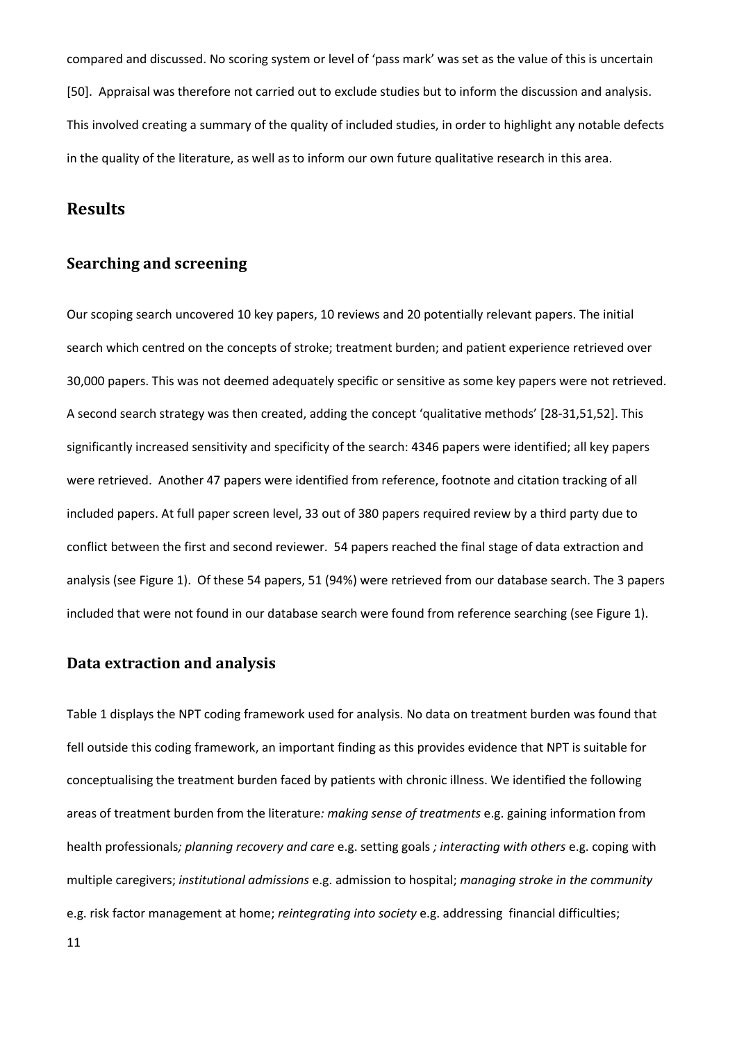compared and discussed. No scoring system or level of 'pass mark' was set as the value of this is uncertain [50]. Appraisal was therefore not carried out to exclude studies but to inform the discussion and analysis. This involved creating a summary of the quality of included studies, in order to highlight any notable defects in the quality of the literature, as well as to inform our own future qualitative research in this area.

## Results

### Searching and screening

Our scoping search uncovered 10 key papers, 10 reviews and 20 potentially relevant papers. The initial search which centred on the concepts of stroke; treatment burden; and patient experience retrieved over 30,000 papers. This was not deemed adequately specific or sensitive as some key papers were not retrieved. A second search strategy was then created, adding the concept 'qualitative methods' [28-31,51,52]. This significantly increased sensitivity and specificity of the search: 4346 papers were identified; all key papers were retrieved. Another 47 papers were identified from reference, footnote and citation tracking of all included papers. At full paper screen level, 33 out of 380 papers required review by a third party due to conflict between the first and second reviewer. 54 papers reached the final stage of data extraction and analysis (see Figure 1). Of these 54 papers, 51 (94%) were retrieved from our database search. The 3 papers included that were not found in our database search were found from reference searching (see Figure 1).

### Data extraction and analysis

Table 1 displays the NPT coding framework used for analysis. No data on treatment burden was found that fell outside this coding framework, an important finding as this provides evidence that NPT is suitable for conceptualising the treatment burden faced by patients with chronic illness. We identified the following areas of treatment burden from the literature*: making sense of treatments* e.g. gaining information from health professionals*; planning recovery and care* e.g. setting goals *; interacting with others* e.g. coping with multiple caregivers; *institutional admissions* e.g. admission to hospital; *managing stroke in the community* e.g. risk factor management at home; *reintegrating into society* e.g. addressing financial difficulties;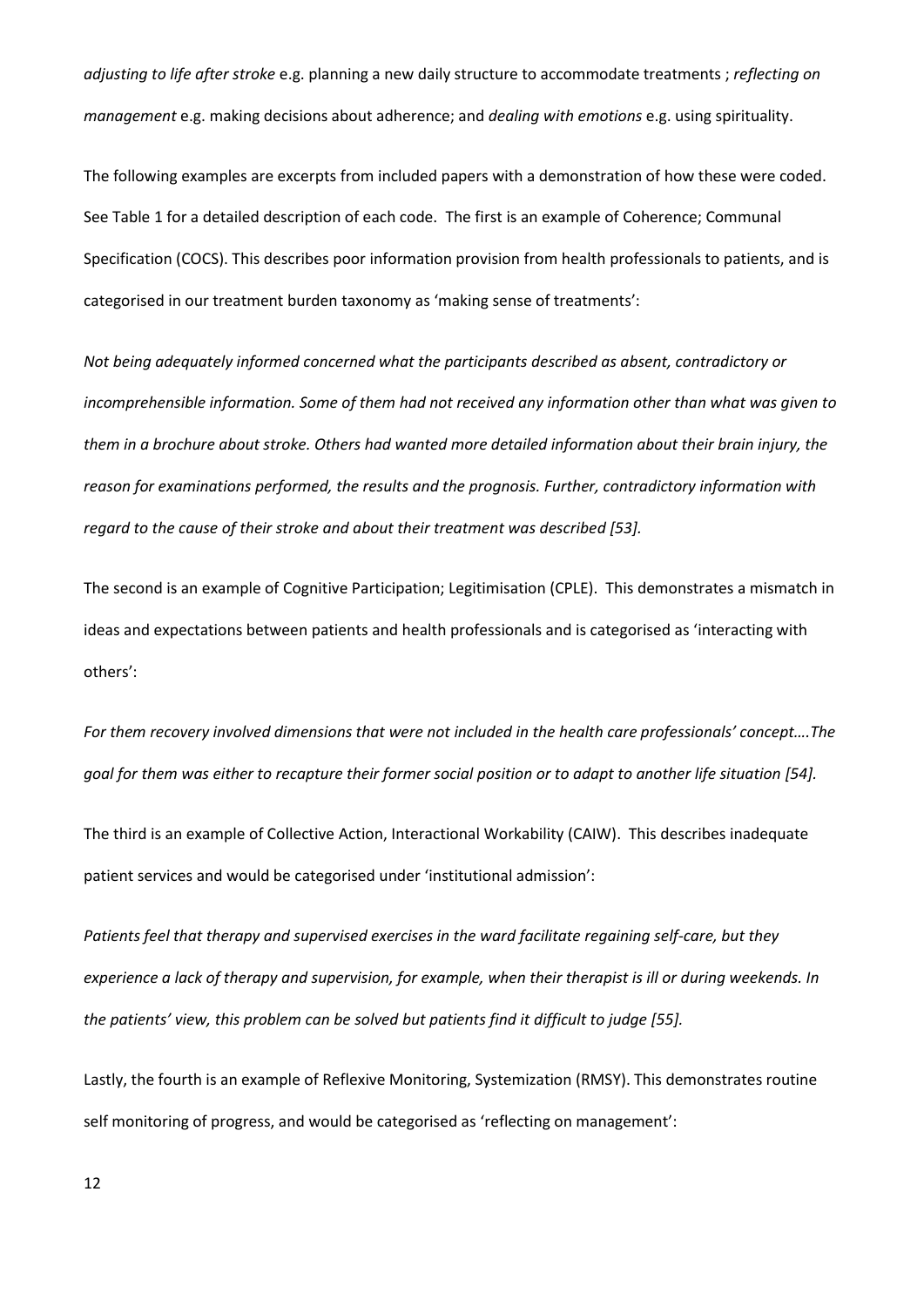*adjusting to life after stroke* e.g. planning a new daily structure to accommodate treatments ; *reflecting on management* e.g. making decisions about adherence; and *dealing with emotions* e.g. using spirituality.

The following examples are excerpts from included papers with a demonstration of how these were coded. See Table 1 for a detailed description of each code. The first is an example of Coherence; Communal Specification (COCS). This describes poor information provision from health professionals to patients, and is categorised in our treatment burden taxonomy as 'making sense of treatments':

*Not being adequately informed concerned what the participants described as absent, contradictory or incomprehensible information. Some of them had not received any information other than what was given to them in a brochure about stroke. Others had wanted more detailed information about their brain injury, the reason for examinations performed, the results and the prognosis. Further, contradictory information with regard to the cause of their stroke and about their treatment was described [53].*

The second is an example of Cognitive Participation; Legitimisation (CPLE). This demonstrates a mismatch in ideas and expectations between patients and health professionals and is categorised as 'interacting with others':

*For them recovery involved dimensions that were not included in the health care professionals' concept….The goal for them was either to recapture their former social position or to adapt to another life situation [54].*

The third is an example of Collective Action, Interactional Workability (CAIW). This describes inadequate patient services and would be categorised under 'institutional admission':

*Patients feel that therapy and supervised exercises in the ward facilitate regaining self-care, but they experience a lack of therapy and supervision, for example, when their therapist is ill or during weekends. In the patients' view, this problem can be solved but patients find it difficult to judge [55].*

Lastly, the fourth is an example of Reflexive Monitoring, Systemization (RMSY). This demonstrates routine self monitoring of progress, and would be categorised as 'reflecting on management':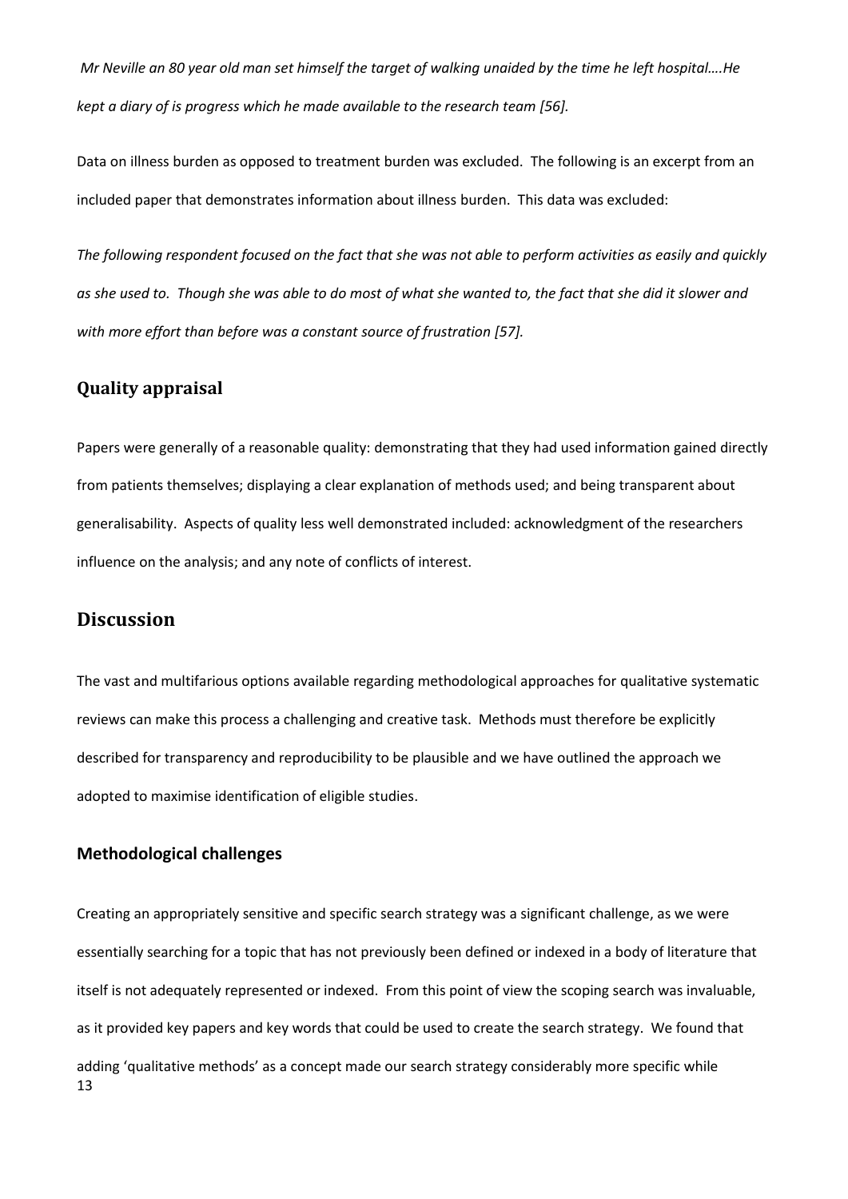*Mr Neville an 80 year old man set himself the target of walking unaided by the time he left hospital….He kept a diary of is progress which he made available to the research team [56].*

Data on illness burden as opposed to treatment burden was excluded. The following is an excerpt from an included paper that demonstrates information about illness burden. This data was excluded:

*The following respondent focused on the fact that she was not able to perform activities as easily and quickly as she used to. Though she was able to do most of what she wanted to, the fact that she did it slower and with more effort than before was a constant source of frustration [57].*

## Quality appraisal

Papers were generally of a reasonable quality: demonstrating that they had used information gained directly from patients themselves; displaying a clear explanation of methods used; and being transparent about generalisability. Aspects of quality less well demonstrated included: acknowledgment of the researchers influence on the analysis; and any note of conflicts of interest.

# Discussion

The vast and multifarious options available regarding methodological approaches for qualitative systematic reviews can make this process a challenging and creative task. Methods must therefore be explicitly described for transparency and reproducibility to be plausible and we have outlined the approach we adopted to maximise identification of eligible studies.

### Methodological challenges

Creating an appropriately sensitive and specific search strategy was a significant challenge, as we were essentially searching for a topic that has not previously been defined or indexed in a body of literature that itself is not adequately represented or indexed. From this point of view the scoping search was invaluable, as it provided key papers and key words that could be used to create the search strategy. We found that adding 'qualitative methods' as a concept made our search strategy considerably more specific while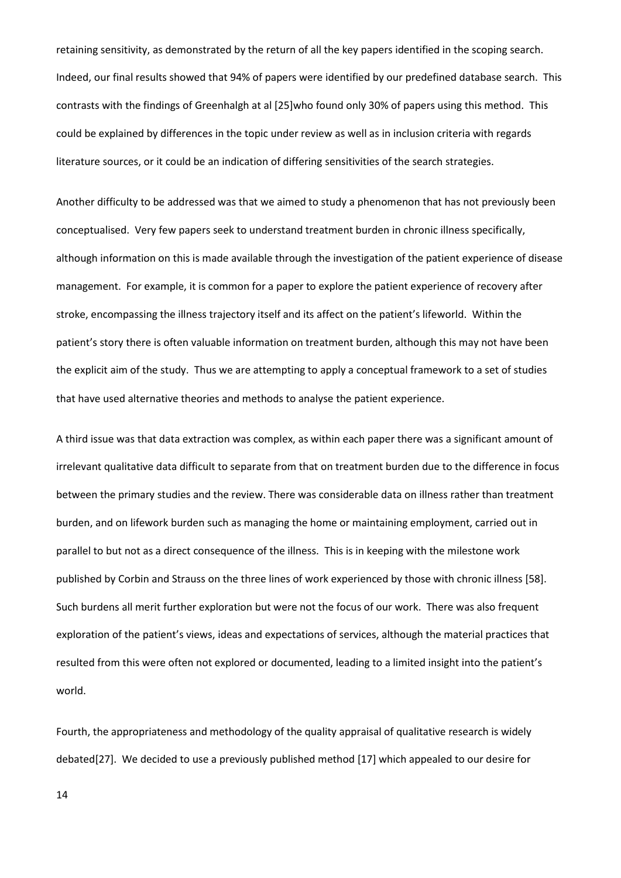retaining sensitivity, as demonstrated by the return of all the key papers identified in the scoping search. Indeed, our final results showed that 94% of papers were identified by our predefined database search. This contrasts with the findings of Greenhalgh at al [25]who found only 30% of papers using this method. This could be explained by differences in the topic under review as well as in inclusion criteria with regards literature sources, or it could be an indication of differing sensitivities of the search strategies.

Another difficulty to be addressed was that we aimed to study a phenomenon that has not previously been conceptualised. Very few papers seek to understand treatment burden in chronic illness specifically, although information on this is made available through the investigation of the patient experience of disease management. For example, it is common for a paper to explore the patient experience of recovery after stroke, encompassing the illness trajectory itself and its affect on the patient's lifeworld. Within the patient's story there is often valuable information on treatment burden, although this may not have been the explicit aim of the study. Thus we are attempting to apply a conceptual framework to a set of studies that have used alternative theories and methods to analyse the patient experience.

A third issue was that data extraction was complex, as within each paper there was a significant amount of irrelevant qualitative data difficult to separate from that on treatment burden due to the difference in focus between the primary studies and the review. There was considerable data on illness rather than treatment burden, and on lifework burden such as managing the home or maintaining employment, carried out in parallel to but not as a direct consequence of the illness. This is in keeping with the milestone work published by Corbin and Strauss on the three lines of work experienced by those with chronic illness [58]. Such burdens all merit further exploration but were not the focus of our work. There was also frequent exploration of the patient's views, ideas and expectations of services, although the material practices that resulted from this were often not explored or documented, leading to a limited insight into the patient's world.

Fourth, the appropriateness and methodology of the quality appraisal of qualitative research is widely debated[27]. We decided to use a previously published method [17] which appealed to our desire for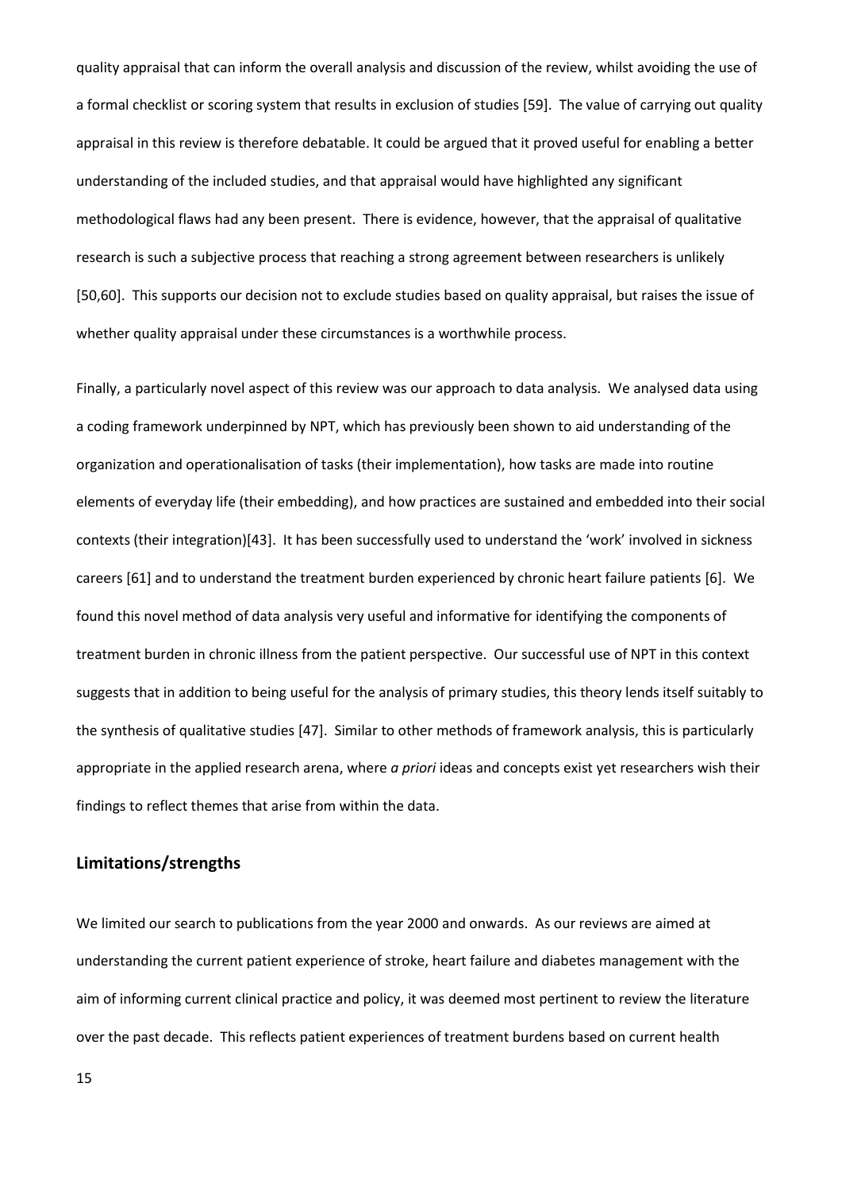quality appraisal that can inform the overall analysis and discussion of the review, whilst avoiding the use of a formal checklist or scoring system that results in exclusion of studies [59]. The value of carrying out quality appraisal in this review is therefore debatable. It could be argued that it proved useful for enabling a better understanding of the included studies, and that appraisal would have highlighted any significant methodological flaws had any been present. There is evidence, however, that the appraisal of qualitative research is such a subjective process that reaching a strong agreement between researchers is unlikely [50,60]. This supports our decision not to exclude studies based on quality appraisal, but raises the issue of whether quality appraisal under these circumstances is a worthwhile process.

Finally, a particularly novel aspect of this review was our approach to data analysis. We analysed data using a coding framework underpinned by NPT, which has previously been shown to aid understanding of the organization and operationalisation of tasks (their implementation), how tasks are made into routine elements of everyday life (their embedding), and how practices are sustained and embedded into their social contexts (their integration)[43]. It has been successfully used to understand the 'work' involved in sickness careers [61] and to understand the treatment burden experienced by chronic heart failure patients [6]. We found this novel method of data analysis very useful and informative for identifying the components of treatment burden in chronic illness from the patient perspective. Our successful use of NPT in this context suggests that in addition to being useful for the analysis of primary studies, this theory lends itself suitably to the synthesis of qualitative studies [47]. Similar to other methods of framework analysis, this is particularly appropriate in the applied research arena, where *a priori* ideas and concepts exist yet researchers wish their findings to reflect themes that arise from within the data.

## Limitations/strengths

We limited our search to publications from the year 2000 and onwards. As our reviews are aimed at understanding the current patient experience of stroke, heart failure and diabetes management with the aim of informing current clinical practice and policy, it was deemed most pertinent to review the literature over the past decade. This reflects patient experiences of treatment burdens based on current health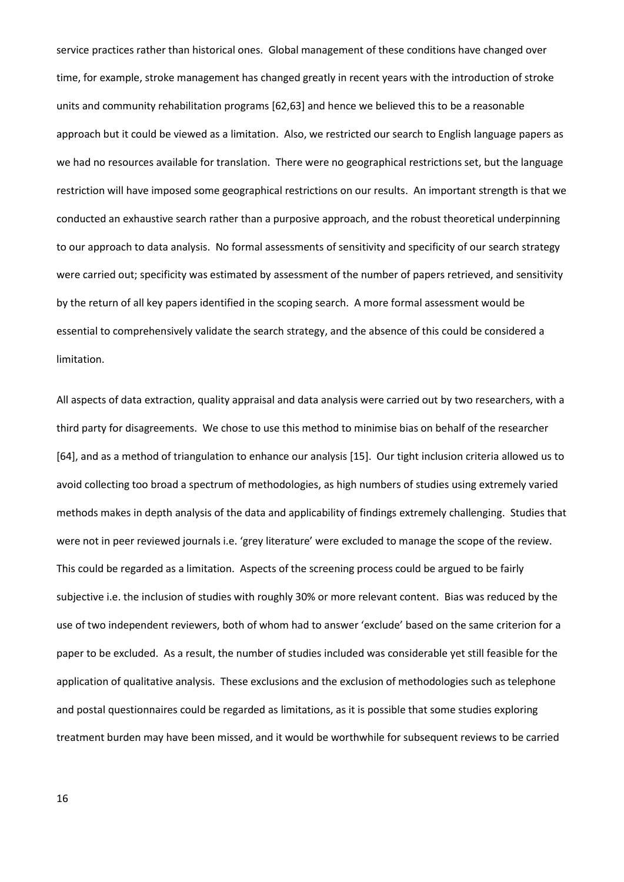service practices rather than historical ones. Global management of these conditions have changed over time, for example, stroke management has changed greatly in recent years with the introduction of stroke units and community rehabilitation programs [62,63] and hence we believed this to be a reasonable approach but it could be viewed as a limitation. Also, we restricted our search to English language papers as we had no resources available for translation. There were no geographical restrictions set, but the language restriction will have imposed some geographical restrictions on our results. An important strength is that we conducted an exhaustive search rather than a purposive approach, and the robust theoretical underpinning to our approach to data analysis. No formal assessments of sensitivity and specificity of our search strategy were carried out; specificity was estimated by assessment of the number of papers retrieved, and sensitivity by the return of all key papers identified in the scoping search. A more formal assessment would be essential to comprehensively validate the search strategy, and the absence of this could be considered a limitation.

All aspects of data extraction, quality appraisal and data analysis were carried out by two researchers, with a third party for disagreements. We chose to use this method to minimise bias on behalf of the researcher [64], and as a method of triangulation to enhance our analysis [15]. Our tight inclusion criteria allowed us to avoid collecting too broad a spectrum of methodologies, as high numbers of studies using extremely varied methods makes in depth analysis of the data and applicability of findings extremely challenging. Studies that were not in peer reviewed journals i.e. 'grey literature' were excluded to manage the scope of the review. This could be regarded as a limitation. Aspects of the screening process could be argued to be fairly subjective i.e. the inclusion of studies with roughly 30% or more relevant content. Bias was reduced by the use of two independent reviewers, both of whom had to answer 'exclude' based on the same criterion for a paper to be excluded. As a result, the number of studies included was considerable yet still feasible for the application of qualitative analysis. These exclusions and the exclusion of methodologies such as telephone and postal questionnaires could be regarded as limitations, as it is possible that some studies exploring treatment burden may have been missed, and it would be worthwhile for subsequent reviews to be carried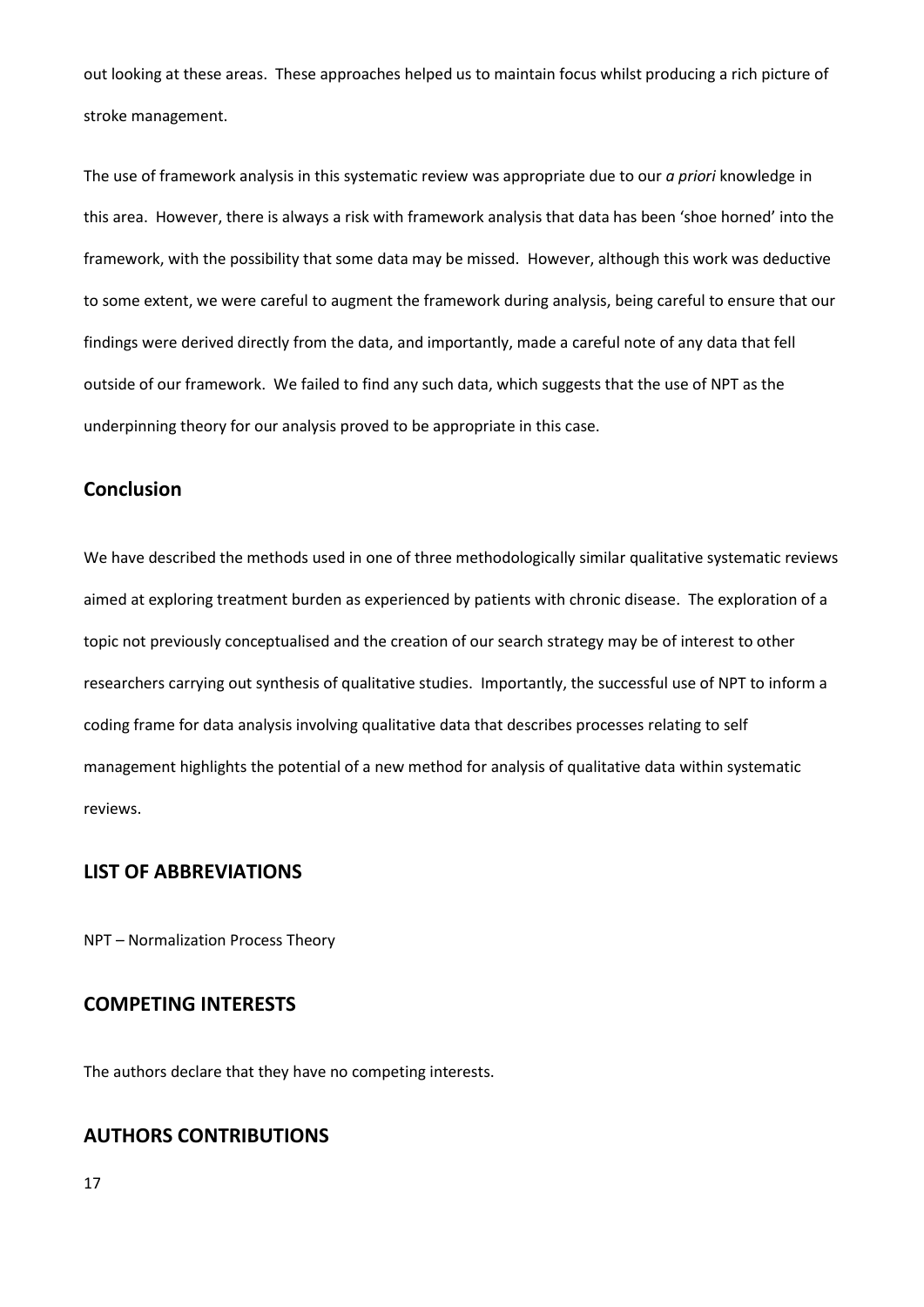out looking at these areas. These approaches helped us to maintain focus whilst producing a rich picture of stroke management.

The use of framework analysis in this systematic review was appropriate due to our *a priori* knowledge in this area. However, there is always a risk with framework analysis that data has been 'shoe horned' into the framework, with the possibility that some data may be missed. However, although this work was deductive to some extent, we were careful to augment the framework during analysis, being careful to ensure that our findings were derived directly from the data, and importantly, made a careful note of any data that fell outside of our framework. We failed to find any such data, which suggests that the use of NPT as the underpinning theory for our analysis proved to be appropriate in this case.

## Conclusion

We have described the methods used in one of three methodologically similar qualitative systematic reviews aimed at exploring treatment burden as experienced by patients with chronic disease. The exploration of a topic not previously conceptualised and the creation of our search strategy may be of interest to other researchers carrying out synthesis of qualitative studies. Importantly, the successful use of NPT to inform a coding frame for data analysis involving qualitative data that describes processes relating to self management highlights the potential of a new method for analysis of qualitative data within systematic reviews.

## LIST OF ABBREVIATIONS

NPT – Normalization Process Theory

## COMPETING INTERESTS

The authors declare that they have no competing interests.

## AUTHORS CONTRIBUTIONS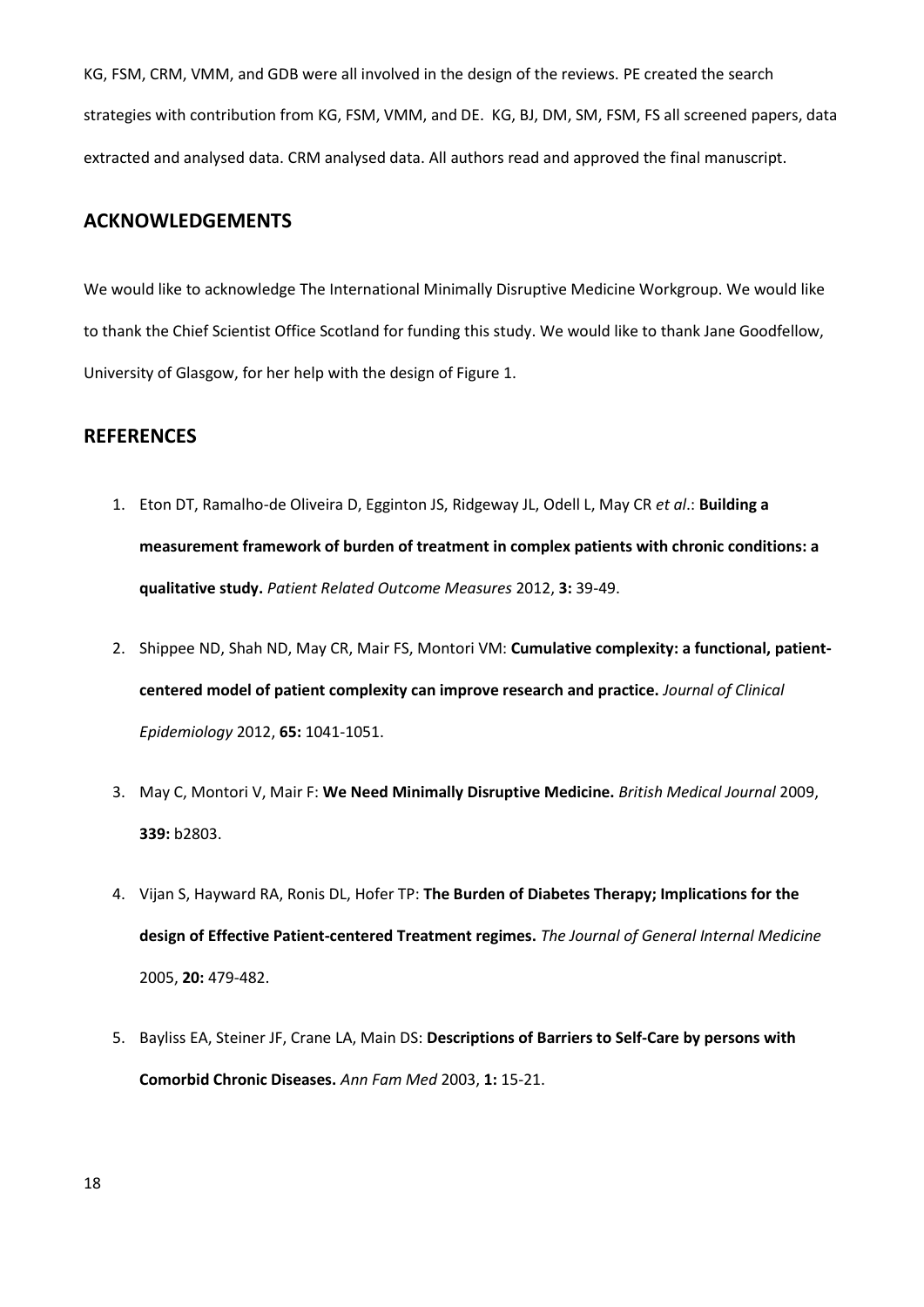KG, FSM, CRM, VMM, and GDB were all involved in the design of the reviews. PE created the search strategies with contribution from KG, FSM, VMM, and DE. KG, BJ, DM, SM, FSM, FS all screened papers, data extracted and analysed data. CRM analysed data. All authors read and approved the final manuscript.

## ACKNOWLEDGEMENTS

We would like to acknowledge The International Minimally Disruptive Medicine Workgroup. We would like to thank the Chief Scientist Office Scotland for funding this study. We would like to thank Jane Goodfellow, University of Glasgow, for her help with the design of Figure 1.

## REFERENCES

1. Eton DT, Ramalho-de Oliveira D, Egginton JS, Ridgeway JL, Odell L, May CR *et al*.: **Building a measurement framework of burden of treatment in complex patients with chronic conditions: a qualitative study.** *Patient Related Outcome Measures* 2012, **3:** 39-49.

2. Shippee ND, Shah ND, May CR, Mair FS, Montori VM: **Cumulative complexity: a functional, patient-centered model of patient complexity can improve research and practice.** *Journal of Clinical Epidemiology* 2012, **65:** 1041-1051.

3. May C, Montori V, Mair F: **We Need Minimally Disruptive Medicine.** *British Medical Journal* 2009, **339:** b2803.

4. Vijan S, Hayward RA, Ronis DL, Hofer TP: **The Burden of Diabetes Therapy; Implications for the design of Effective Patient-centered Treatment regimes.** *The Journal of General Internal Medicine* 2005, **20:** 479-482.

5. Bayliss EA, Steiner JF, Crane LA, Main DS: **Descriptions of Barriers to Self-Care by persons with Comorbid Chronic Diseases.** *Ann Fam Med* 2003, **1:** 15-21.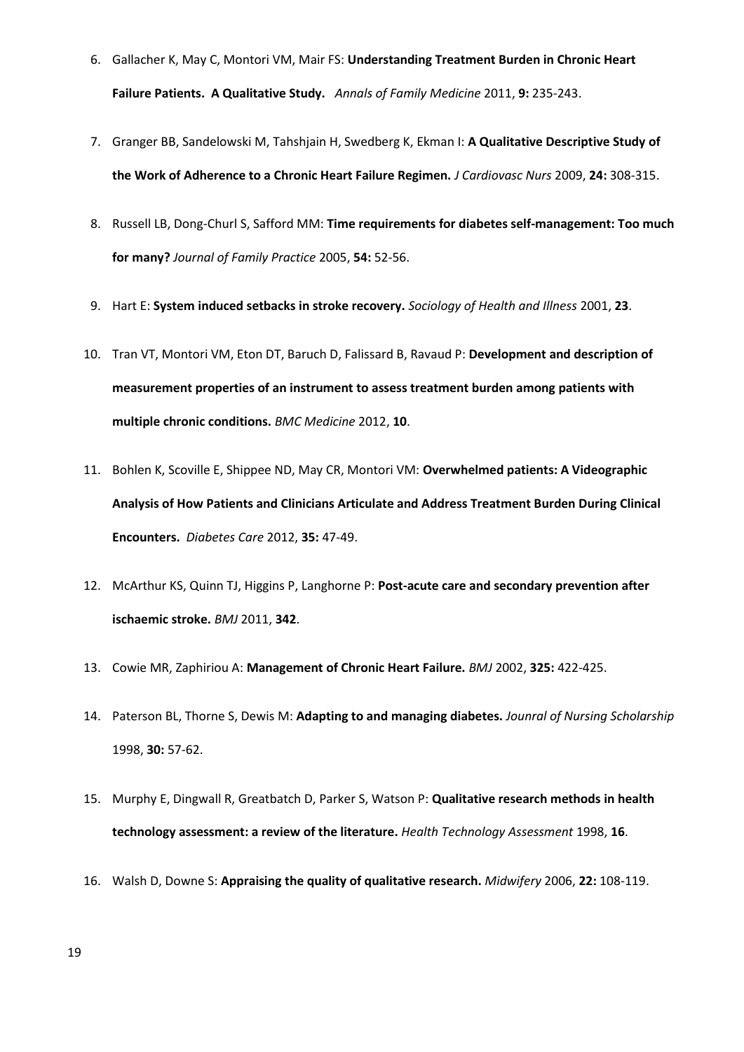6. Gallacher K, May C, Montori VM, Mair FS: **Understanding Treatment Burden in Chronic Heart Failure Patients. A Qualitative Study.** *Annals of Family Medicine* 2011, **9:** 235-243.
7. Granger BB, Sandelowski M, Tahshjain H, Swedberg K, Ekman I: **A Qualitative Descriptive Study of the Work of Adherence to a Chronic Heart Failure Regimen.** *J Cardiovasc Nurs* 2009, **24:** 308-315.
8. Russell LB, Dong-Churl S, Safford MM: **Time requirements for diabetes self-management: Too much for many?** *Journal of Family Practice* 2005, **54:** 52-56.
9. Hart E: **System induced setbacks in stroke recovery.** *Sociology of Health and Illness* 2001, **23**.
10. Tran VT, Montori VM, Eton DT, Baruch D, Falissard B, Ravaud P: **Development and description of measurement properties of an instrument to assess treatment burden among patients with multiple chronic conditions.** *BMC Medicine* 2012, **10**.
11. Bohlen K, Scoville E, Shippee ND, May CR, Montori VM: **Overwhelmed patients: A Videographic Analysis of How Patients and Clinicians Articulate and Address Treatment Burden During Clinical Encounters.** *Diabetes Care* 2012, **35:** 47-49.
12. McArthur KS, Quinn TJ, Higgins P, Langhorne P: **Post-acute care and secondary prevention after ischaemic stroke.** *BMJ* 2011, **342**.
13. Cowie MR, Zaphiriou A: **Management of Chronic Heart Failure.** *BMJ* 2002, **325:** 422-425.
14. Paterson BL, Thorne S, Dewis M: **Adapting to and managing diabetes.** *Jounral of Nursing Scholarship* 1998, **30:** 57-62.
15. Murphy E, Dingwall R, Greatbatch D, Parker S, Watson P: **Qualitative research methods in health technology assessment: a review of the literature.** *Health Technology Assessment* 1998, **16**.
16. Walsh D, Downe S: **Appraising the quality of qualitative research.** *Midwifery* 2006, **22:** 108-119.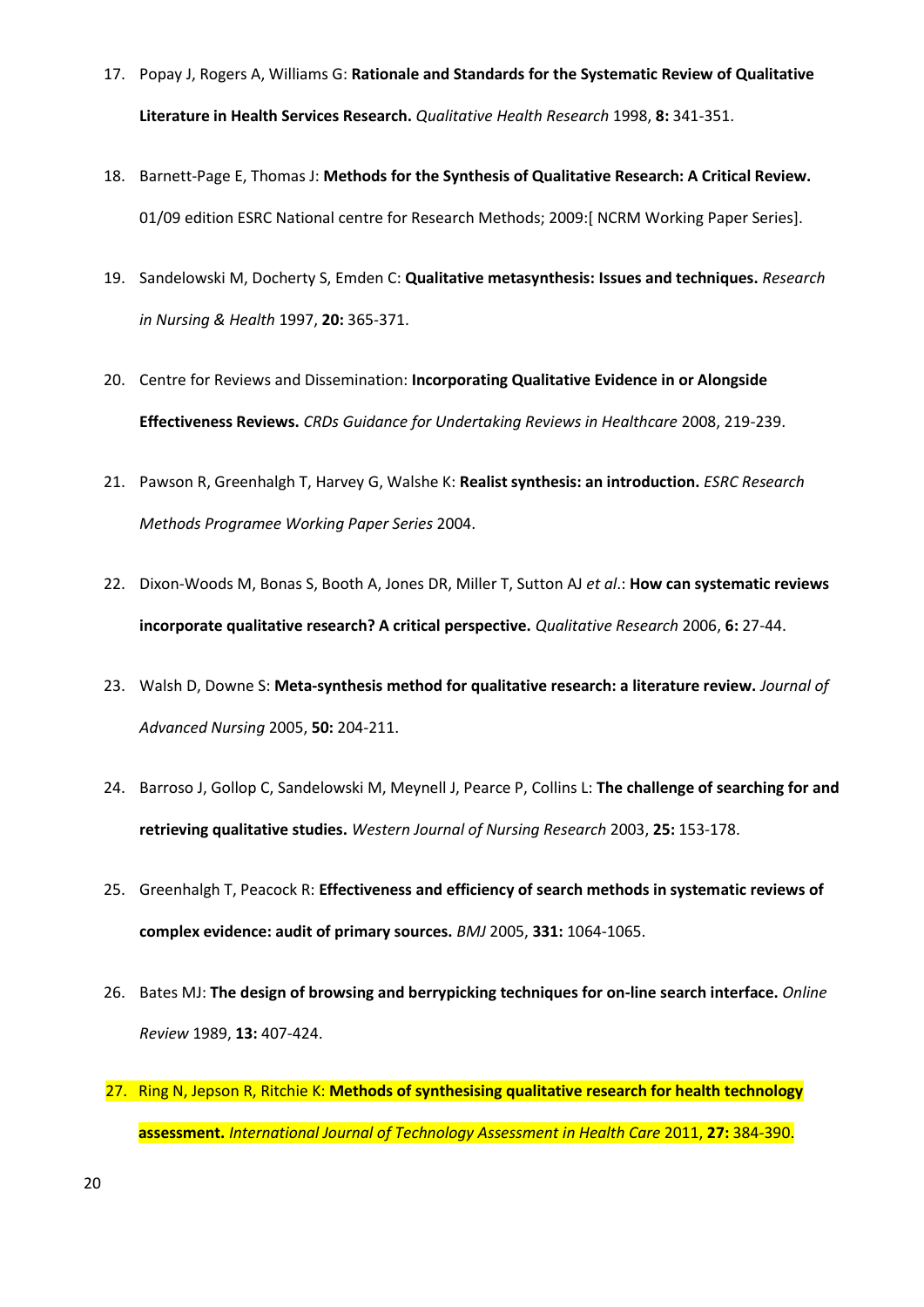17. Popay J, Rogers A, Williams G: **Rationale and Standards for the Systematic Review of Qualitative Literature in Health Services Research.** *Qualitative Health Research* 1998, **8:** 341-351.

18. Barnett-Page E, Thomas J: **Methods for the Synthesis of Qualitative Research: A Critical Review.** 01/09 edition ESRC National centre for Research Methods; 2009:[ NCRM Working Paper Series].

19. Sandelowski M, Docherty S, Emden C: **Qualitative metasynthesis: Issues and techniques.** *Research in Nursing & Health* 1997, **20:** 365-371.

20. Centre for Reviews and Dissemination: **Incorporating Qualitative Evidence in or Alongside Effectiveness Reviews.** *CRDs Guidance for Undertaking Reviews in Healthcare* 2008, 219-239.

21. Pawson R, Greenhalgh T, Harvey G, Walshe K: **Realist synthesis: an introduction.** *ESRC Research Methods Programee Working Paper Series* 2004.

22. Dixon-Woods M, Bonas S, Booth A, Jones DR, Miller T, Sutton AJ *et al*.: **How can systematic reviews incorporate qualitative research? A critical perspective.** *Qualitative Research* 2006, **6:** 27-44.

23. Walsh D, Downe S: **Meta-synthesis method for qualitative research: a literature review.** *Journal of Advanced Nursing* 2005, **50:** 204-211.

24. Barroso J, Gollop C, Sandelowski M, Meynell J, Pearce P, Collins L: **The challenge of searching for and retrieving qualitative studies.** *Western Journal of Nursing Research* 2003, **25:** 153-178.

25. Greenhalgh T, Peacock R: **Effectiveness and efficiency of search methods in systematic reviews of complex evidence: audit of primary sources.** *BMJ* 2005, **331:** 1064-1065.

26. Bates MJ: **The design of browsing and berrypicking techniques for on-line search interface.** *Online Review* 1989, **13:** 407-424.

27. Ring N, Jepson R, Ritchie K: **Methods of synthesising qualitative research for health technology assessment.** *International Journal of Technology Assessment in Health Care* 2011, **27:** 384-390.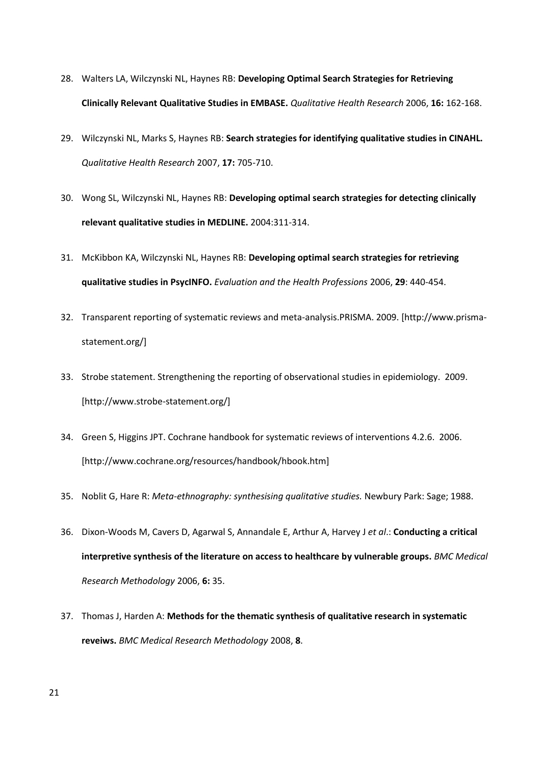28. Walters LA, Wilczynski NL, Haynes RB: **Developing Optimal Search Strategies for Retrieving Clinically Relevant Qualitative Studies in EMBASE.** *Qualitative Health Research* 2006, **16:** 162-168.

29. Wilczynski NL, Marks S, Haynes RB: **Search strategies for identifying qualitative studies in CINAHL.** *Qualitative Health Research* 2007, **17:** 705-710.

30. Wong SL, Wilczynski NL, Haynes RB: **Developing optimal search strategies for detecting clinically relevant qualitative studies in MEDLINE.** 2004:311-314.

31. McKibbon KA, Wilczynski NL, Haynes RB: **Developing optimal search strategies for retrieving qualitative studies in PsycINFO.** *Evaluation and the Health Professions* 2006, **29**: 440-454.

32. Transparent reporting of systematic reviews and meta-analysis.PRISMA. 2009. [http://www.prisma-statement.org/]

33. Strobe statement. Strengthening the reporting of observational studies in epidemiology. 2009. [http://www.strobe-statement.org/]

34. Green S, Higgins JPT. Cochrane handbook for systematic reviews of interventions 4.2.6. 2006. [http://www.cochrane.org/resources/handbook/hbook.htm]

35. Noblit G, Hare R: *Meta-ethnography: synthesising qualitative studies.* Newbury Park: Sage; 1988.

36. Dixon-Woods M, Cavers D, Agarwal S, Annandale E, Arthur A, Harvey J *et al*.: **Conducting a critical interpretive synthesis of the literature on access to healthcare by vulnerable groups.** *BMC Medical Research Methodology* 2006, **6:** 35.

37. Thomas J, Harden A: **Methods for the thematic synthesis of qualitative research in systematic reveiws.** *BMC Medical Research Methodology* 2008, **8**.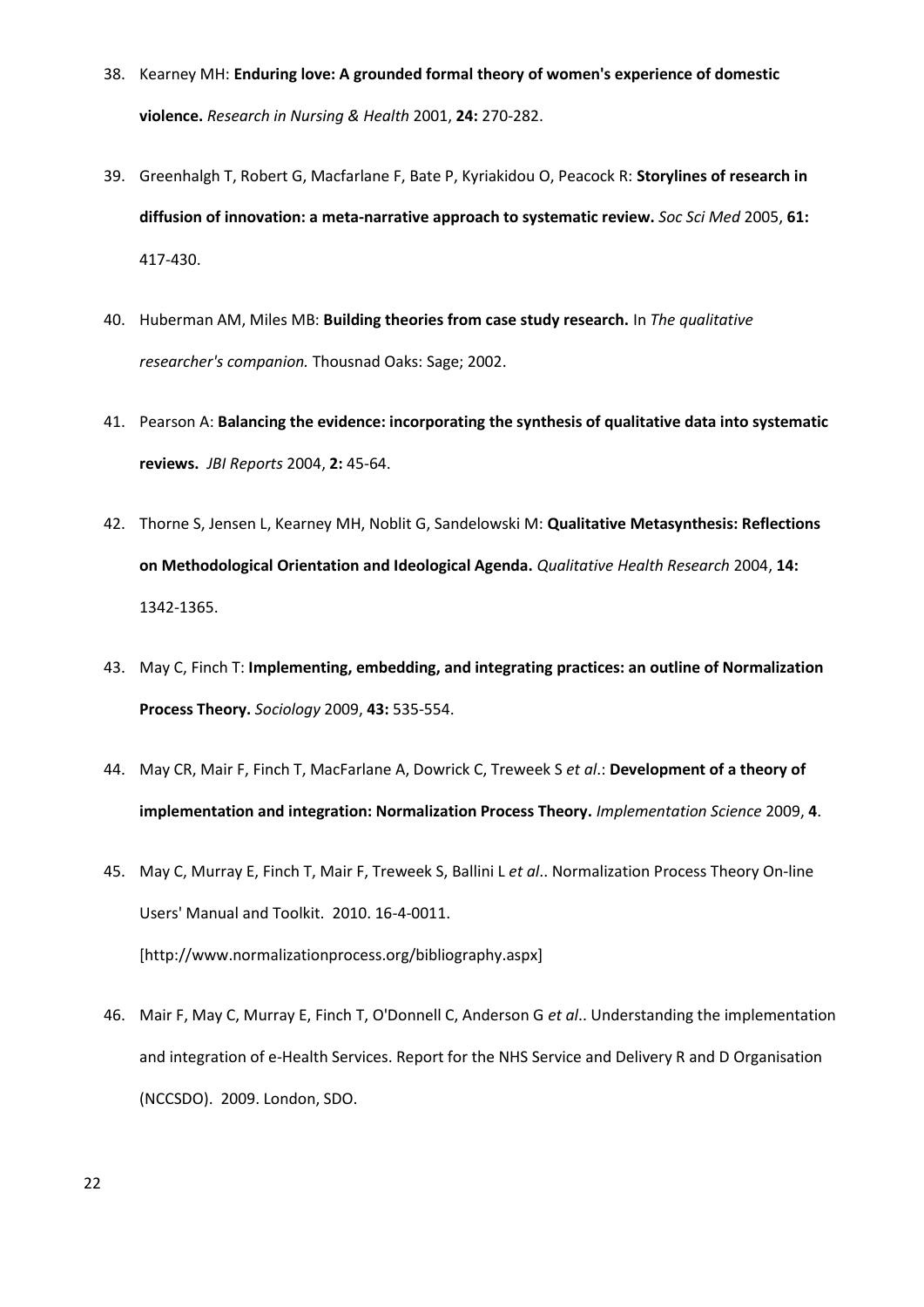38. Kearney MH: **Enduring love: A grounded formal theory of women's experience of domestic violence.** *Research in Nursing & Health* 2001, **24:** 270-282.

39. Greenhalgh T, Robert G, Macfarlane F, Bate P, Kyriakidou O, Peacock R: **Storylines of research in diffusion of innovation: a meta-narrative approach to systematic review.** *Soc Sci Med* 2005, **61:** 417-430.

40. Huberman AM, Miles MB: **Building theories from case study research.** In *The qualitative researcher's companion.* Thousnad Oaks: Sage; 2002.

41. Pearson A: **Balancing the evidence: incorporating the synthesis of qualitative data into systematic reviews.** *JBI Reports* 2004, **2:** 45-64.

42. Thorne S, Jensen L, Kearney MH, Noblit G, Sandelowski M: **Qualitative Metasynthesis: Reflections on Methodological Orientation and Ideological Agenda.** *Qualitative Health Research* 2004, **14:** 1342-1365.

43. May C, Finch T: **Implementing, embedding, and integrating practices: an outline of Normalization Process Theory.** *Sociology* 2009, **43:** 535-554.

44. May CR, Mair F, Finch T, MacFarlane A, Dowrick C, Treweek S *et al*.: **Development of a theory of implementation and integration: Normalization Process Theory.** *Implementation Science* 2009, **4**.

45. May C, Murray E, Finch T, Mair F, Treweek S, Ballini L *et al*.. Normalization Process Theory On-line Users' Manual and Toolkit. 2010. 16-4-0011. [http://www.normalizationprocess.org/bibliography.aspx]

46. Mair F, May C, Murray E, Finch T, O'Donnell C, Anderson G *et al*.. Understanding the implementation and integration of e-Health Services. Report for the NHS Service and Delivery R and D Organisation (NCCSDO). 2009. London, SDO.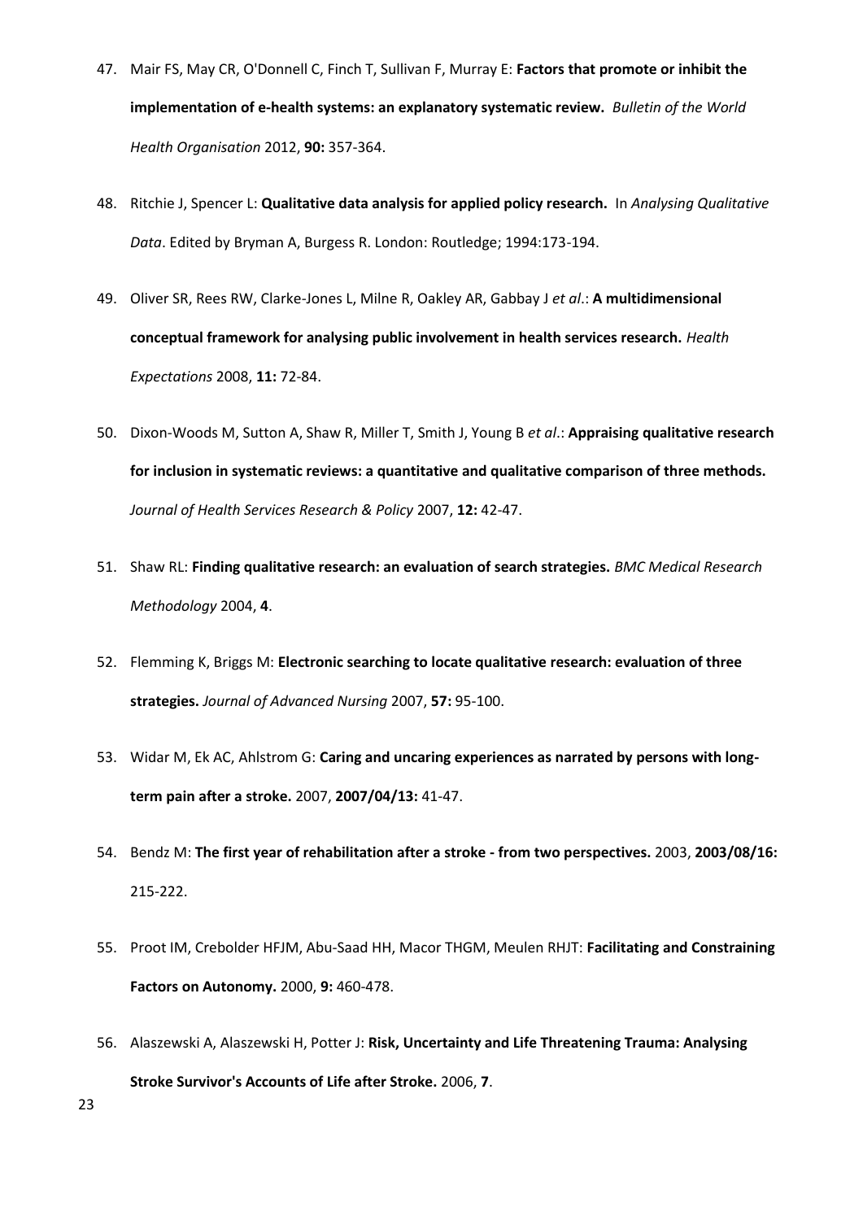47. Mair FS, May CR, O'Donnell C, Finch T, Sullivan F, Murray E: **Factors that promote or inhibit the implementation of e-health systems: an explanatory systematic review.** *Bulletin of the World Health Organisation* 2012, **90:** 357-364.

48. Ritchie J, Spencer L: **Qualitative data analysis for applied policy research.** In *Analysing Qualitative Data*. Edited by Bryman A, Burgess R. London: Routledge; 1994:173-194.

49. Oliver SR, Rees RW, Clarke-Jones L, Milne R, Oakley AR, Gabbay J *et al*.: **A multidimensional conceptual framework for analysing public involvement in health services research.** *Health Expectations* 2008, **11:** 72-84.

50. Dixon-Woods M, Sutton A, Shaw R, Miller T, Smith J, Young B *et al*.: **Appraising qualitative research for inclusion in systematic reviews: a quantitative and qualitative comparison of three methods.** *Journal of Health Services Research & Policy* 2007, **12:** 42-47.

51. Shaw RL: **Finding qualitative research: an evaluation of search strategies.** *BMC Medical Research Methodology* 2004, **4**.

52. Flemming K, Briggs M: **Electronic searching to locate qualitative research: evaluation of three strategies.** *Journal of Advanced Nursing* 2007, **57:** 95-100.

53. Widar M, Ek AC, Ahlstrom G: **Caring and uncaring experiences as narrated by persons with long-term pain after a stroke.** 2007, **2007/04/13:** 41-47.

54. Bendz M: **The first year of rehabilitation after a stroke - from two perspectives.** 2003, **2003/08/16:** 215-222.

55. Proot IM, Crebolder HFJM, Abu-Saad HH, Macor THGM, Meulen RHJT: **Facilitating and Constraining Factors on Autonomy.** 2000, **9:** 460-478.

56. Alaszewski A, Alaszewski H, Potter J: **Risk, Uncertainty and Life Threatening Trauma: Analysing Stroke Survivor's Accounts of Life after Stroke.** 2006, **7**.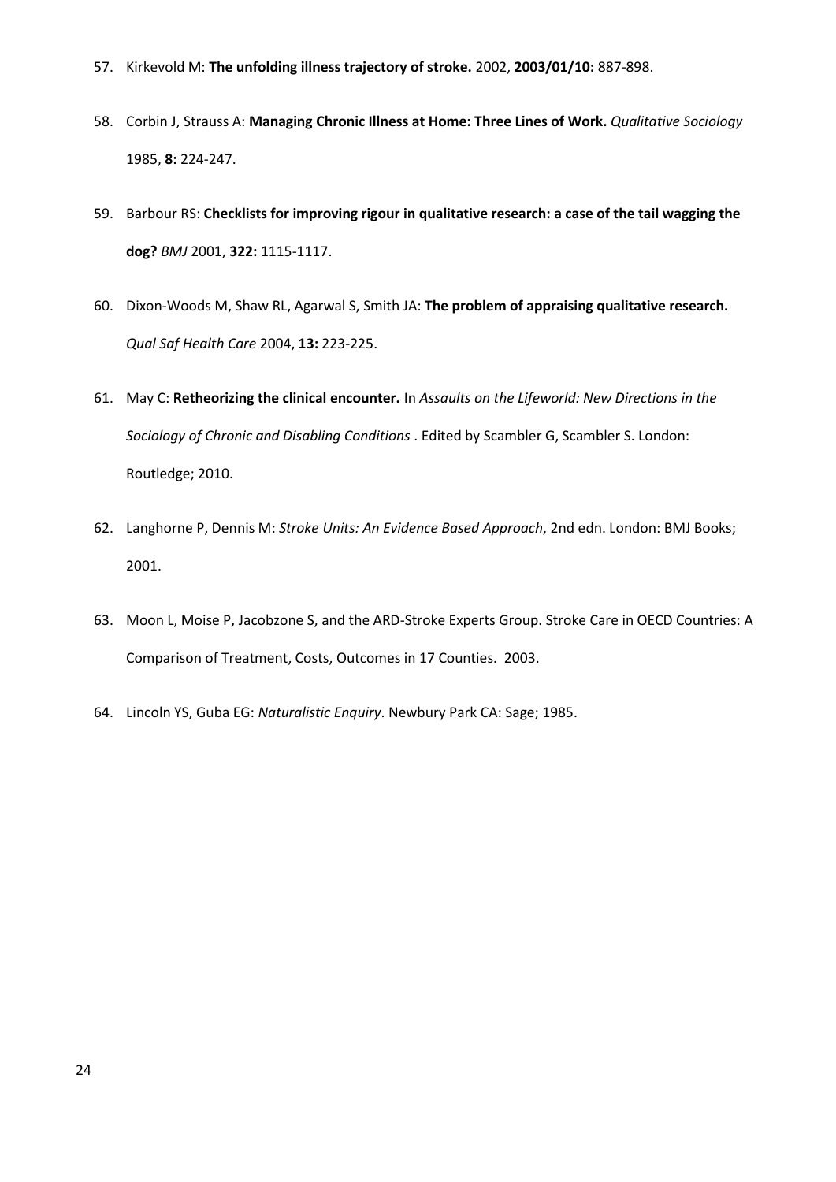57. Kirkevold M: **The unfolding illness trajectory of stroke.** 2002, **2003/01/10:** 887-898.

58. Corbin J, Strauss A: **Managing Chronic Illness at Home: Three Lines of Work.** *Qualitative Sociology* 1985, **8:** 224-247.

59. Barbour RS: **Checklists for improving rigour in qualitative research: a case of the tail wagging the dog?** *BMJ* 2001, **322:** 1115-1117.

60. Dixon-Woods M, Shaw RL, Agarwal S, Smith JA: **The problem of appraising qualitative research.** *Qual Saf Health Care* 2004, **13:** 223-225.

61. May C: **Retheorizing the clinical encounter.** In *Assaults on the Lifeworld: New Directions in the Sociology of Chronic and Disabling Conditions* . Edited by Scambler G, Scambler S. London: Routledge; 2010.

62. Langhorne P, Dennis M: *Stroke Units: An Evidence Based Approach*, 2nd edn. London: BMJ Books; 2001.

63. Moon L, Moise P, Jacobzone S, and the ARD-Stroke Experts Group. Stroke Care in OECD Countries: A Comparison of Treatment, Costs, Outcomes in 17 Counties. 2003.

64. Lincoln YS, Guba EG: *Naturalistic Enquiry*. Newbury Park CA: Sage; 1985.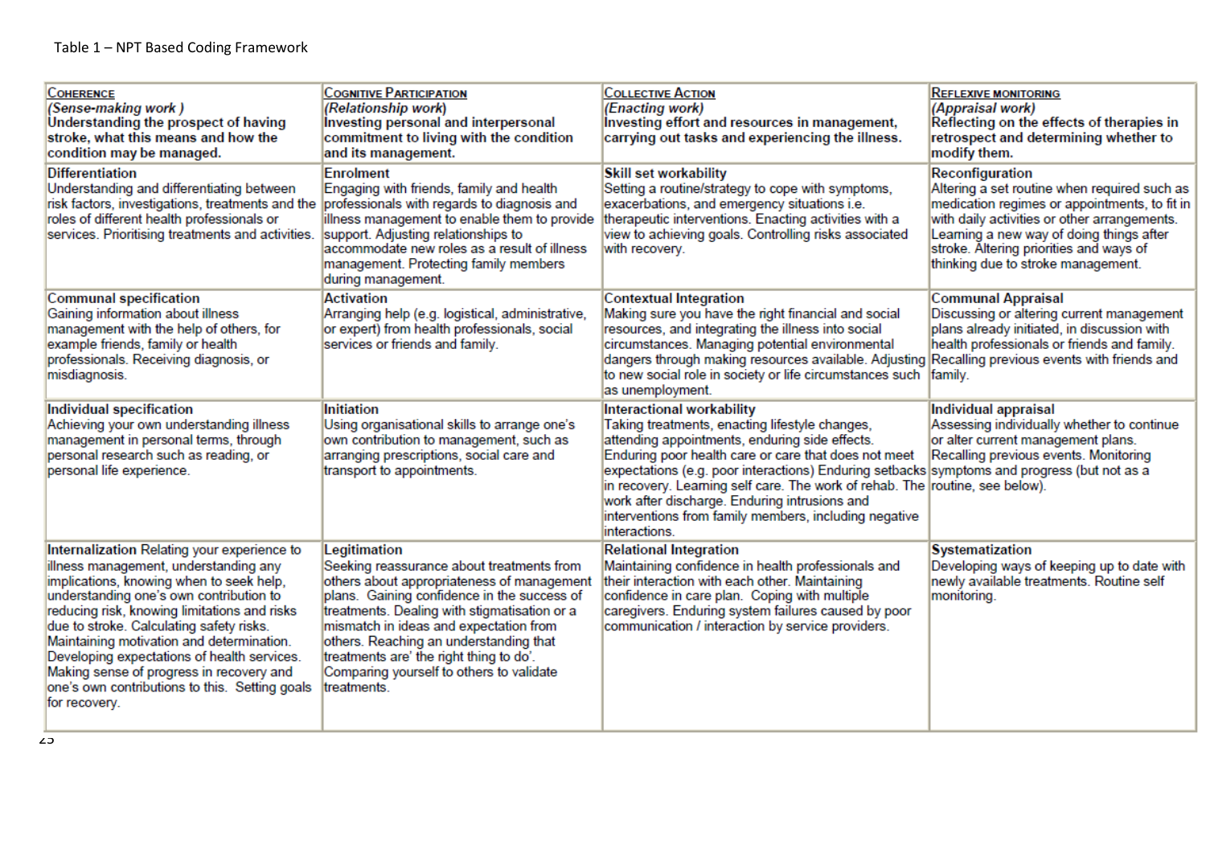Table 1 – NPT Based Coding Framework

| **COHERENCE** *(Sense-making work )* **Understanding the prospect of having stroke, what this means and how the condition may be managed.** | **COGNITIVE PARTICIPATION** *(Relationship work)* **Investing personal and interpersonal commitment to living with the condition and its management.** | **COLLECTIVE ACTION** *(Enacting work)* **Investing effort and resources in management, carrying out tasks and experiencing the illness.** | **REFLEXIVE MONITORING** *(Appraisal work)* **Reflecting on the effects of therapies in retrospect and determining whether to modify them.** |
|---|---|---|---|
| **Differentiation** Understanding and differentiating between risk factors, investigations, treatments and the roles of different health professionals or services. Prioritising treatments and activities. | **Enrolment** Engaging with friends, family and health professionals with regards to diagnosis and illness management to enable them to provide support. Adjusting relationships to accommodate new roles as a result of illness management. Protecting family members during management. | **Skill set workability** Setting a routine/strategy to cope with symptoms, exacerbations, and emergency situations i.e. therapeutic interventions. Enacting activities with a view to achieving goals. Controlling risks associated with recovery. | **Reconfiguration** Altering a set routine when required such as medication regimes or appointments, to fit in with daily activities or other arrangements. Learning a new way of doing things after stroke. Altering priorities and ways of thinking due to stroke management. |
| **Communal specification** Gaining information about illness management with the help of others, for example friends, family or health professionals. Receiving diagnosis, or misdiagnosis. | **Activation** Arranging help (e.g. logistical, administrative, or expert) from health professionals, social services or friends and family. | **Contextual Integration** Making sure you have the right financial and social resources, and integrating the illness into social circumstances. Managing potential environmental dangers through making resources available. Adjusting to new social role in society or life circumstances such as unemployment. | **Communal Appraisal** Discussing or altering current management plans already initiated, in discussion with health professionals or friends and family. Recalling previous events with friends and family. |
| **Individual specification** Achieving your own understanding illness management in personal terms, through personal research such as reading, or personal life experience. | **Initiation** Using organisational skills to arrange one's own contribution to management, such as arranging prescriptions, social care and transport to appointments. | **Interactional workability** Taking treatments, enacting lifestyle changes, attending appointments, enduring side effects. Enduring poor health care or care that does not meet expectations (e.g. poor interactions) Enduring setbacks in recovery. Learning self care. The work of rehab. The work after discharge. Enduring intrusions and interventions from family members, including negative interactions. | **Individual appraisal** Assessing individually whether to continue or alter current management plans. Recalling previous events. Monitoring symptoms and progress (but not as a routine, see below). |
| **Internalization** Relating your experience to illness management, understanding any implications, knowing when to seek help, understanding one's own contribution to reducing risk, knowing limitations and risks due to stroke. Calculating safety risks. Maintaining motivation and determination. Developing expectations of health services. Making sense of progress in recovery and one's own contributions to this. Setting goals for recovery. | **Legitimation** Seeking reassurance about treatments from others about appropriateness of management plans. Gaining confidence in the success of treatments. Dealing with stigmatisation or a mismatch in ideas and expectation from others. Reaching an understanding that treatments are' the right thing to do'. Comparing yourself to others to validate treatments. | **Relational Integration** Maintaining confidence in health professionals and their interaction with each other. Maintaining confidence in care plan. Coping with multiple caregivers. Enduring system failures caused by poor communication / interaction by service providers. | **Systematization** Developing ways of keeping up to date with newly available treatments. Routine self monitoring. |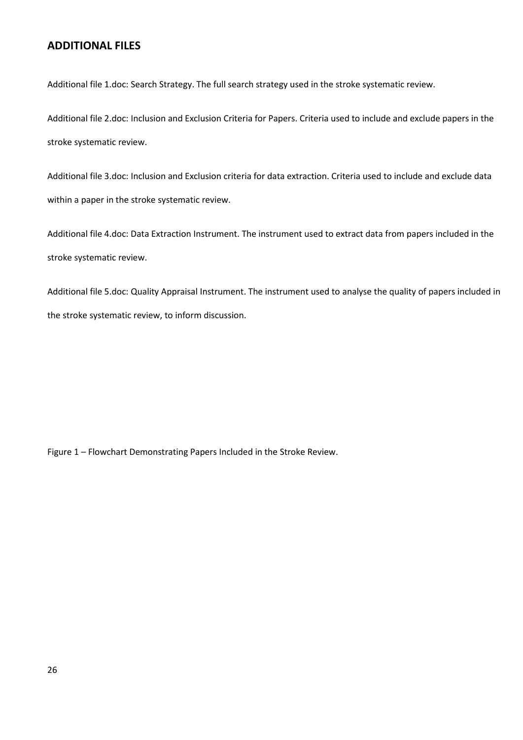## ADDITIONAL FILES

Additional file 1.doc: Search Strategy. The full search strategy used in the stroke systematic review.

Additional file 2.doc: Inclusion and Exclusion Criteria for Papers. Criteria used to include and exclude papers in the stroke systematic review.

Additional file 3.doc: Inclusion and Exclusion criteria for data extraction. Criteria used to include and exclude data within a paper in the stroke systematic review.

Additional file 4.doc: Data Extraction Instrument. The instrument used to extract data from papers included in the stroke systematic review.

Additional file 5.doc: Quality Appraisal Instrument. The instrument used to analyse the quality of papers included in the stroke systematic review, to inform discussion.

Figure 1 – Flowchart Demonstrating Papers Included in the Stroke Review.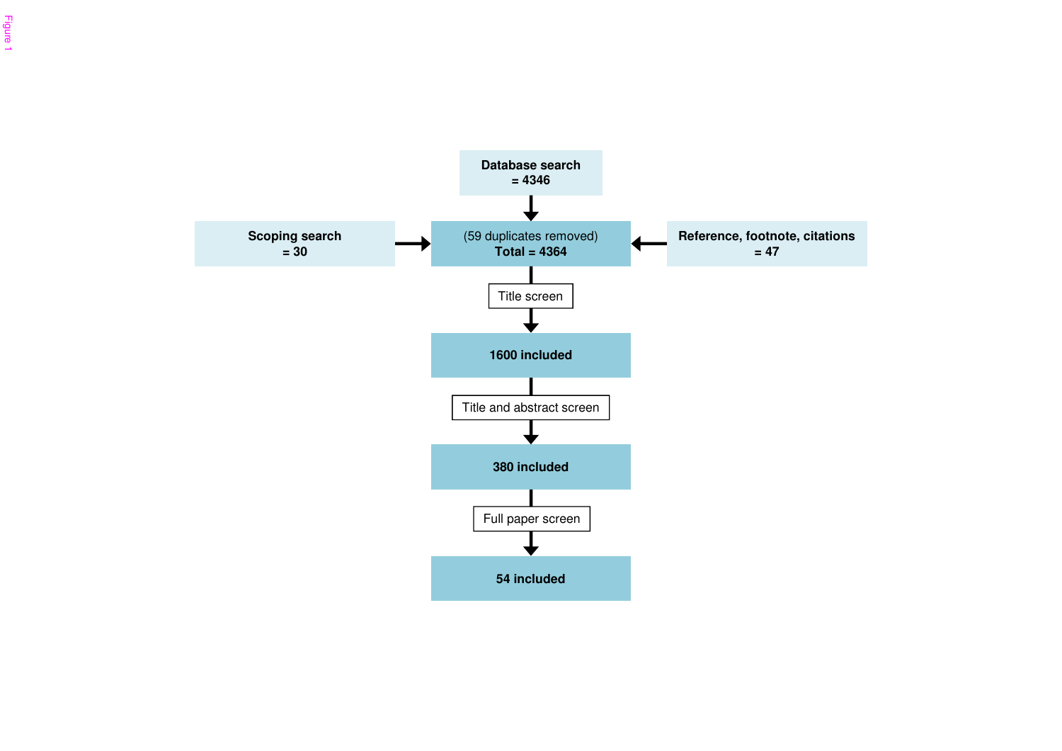Figure 1

**Database search**
**= 4346**

↓

**Scoping search** **= 30** → (59 duplicates removed) **Total = 4364** ← **Reference, footnote, citations** **= 47**

Title screen

↓

**1600 included**

Title and abstract screen

↓

**380 included**

Full paper screen

↓

**54 included**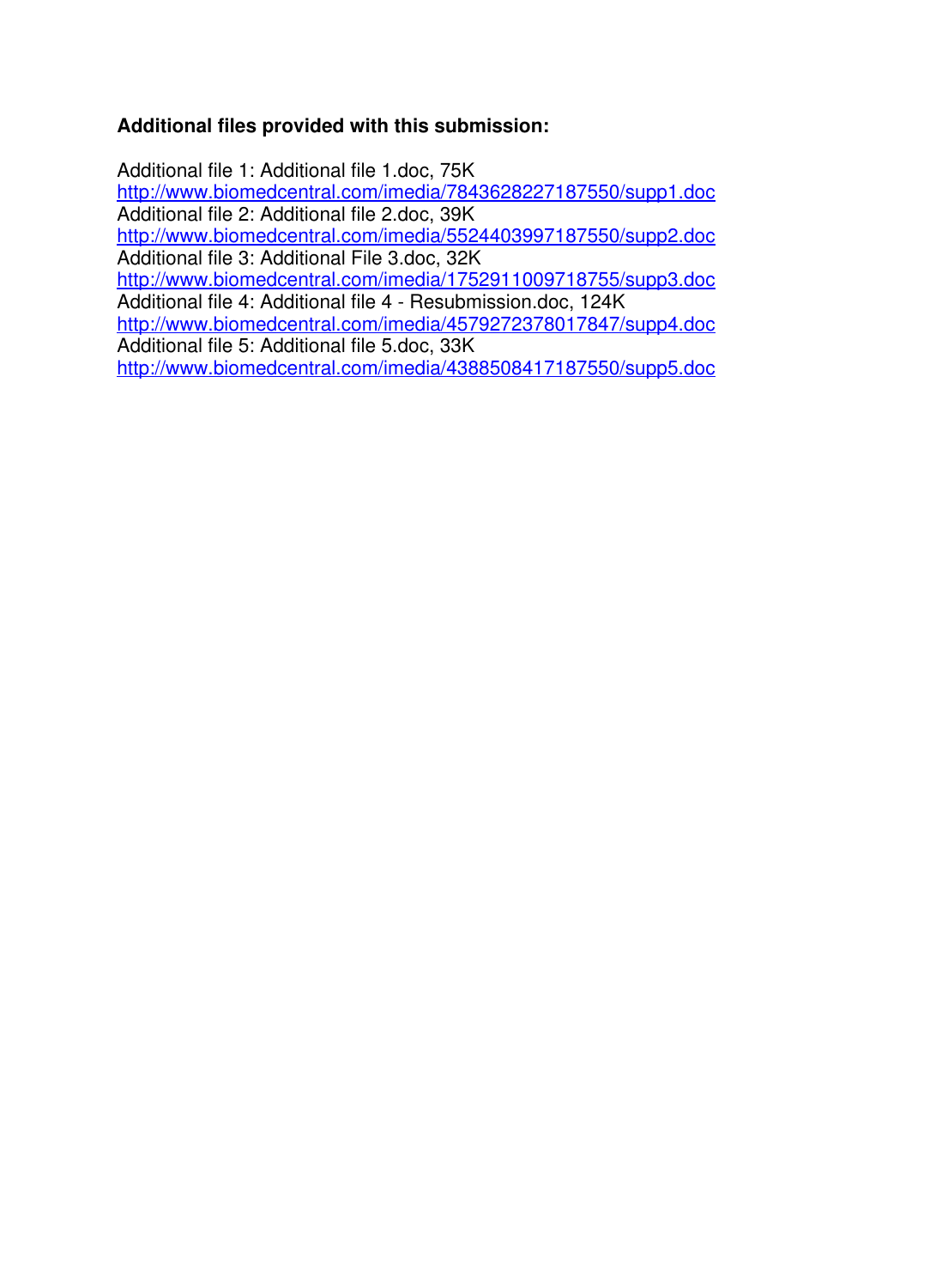**Additional files provided with this submission:**

Additional file 1: Additional file 1.doc, 75K
http://www.biomedcentral.com/imedia/7843628227187550/supp1.doc
Additional file 2: Additional file 2.doc, 39K
http://www.biomedcentral.com/imedia/5524403997187550/supp2.doc
Additional file 3: Additional File 3.doc, 32K
http://www.biomedcentral.com/imedia/1752911009718755/supp3.doc
Additional file 4: Additional file 4 - Resubmission.doc, 124K
http://www.biomedcentral.com/imedia/4579272378017847/supp4.doc
Additional file 5: Additional file 5.doc, 33K
http://www.biomedcentral.com/imedia/4388508417187550/supp5.doc